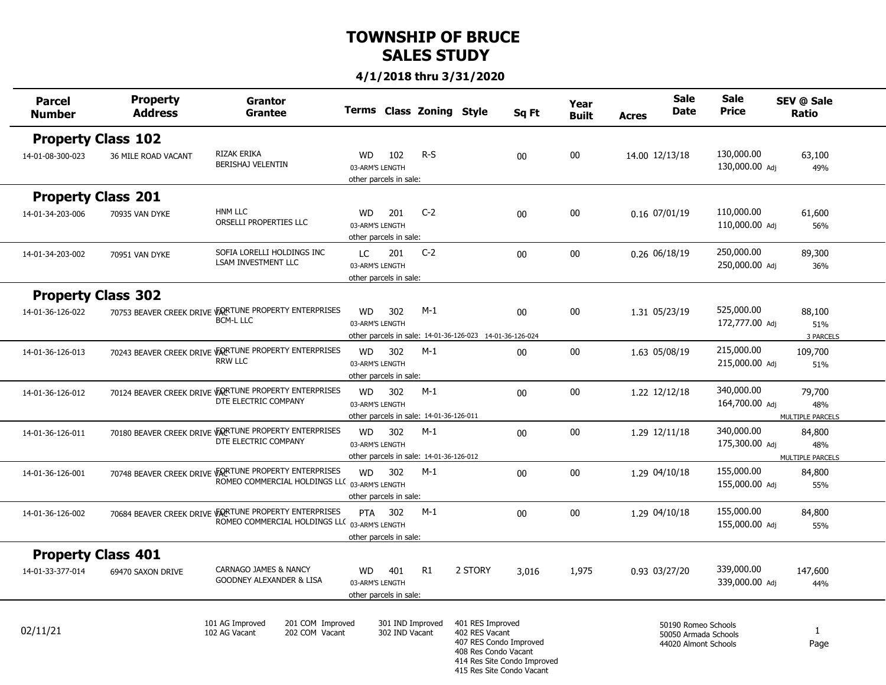# TOWNSHIP OF BRUCE
## SALES STUDY

**4/1/2018 thru 3/31/2020**

| Parcel Number | Property Address | Grantor / Grantee | Terms | Class | Zoning | Style | Sq Ft | Year Built | Acres | Sale Date | Sale Price | SEV @ Sale / Ratio |
|---|---|---|---|---|---|---|---|---|---|---|---|---|
| **Property Class 102** | | | | | | | | | | | | |
| 14-01-08-300-023 | 36 MILE ROAD VACANT | RIZAK ERIKA / BERISHAJ VELENTIN | WD / 03-ARM'S LENGTH / other parcels in sale: | 102 | R-S | | 00 | 00 | 14.00 | 12/13/18 | 130,000.00 / 130,000.00 Adj | 63,100 / 49% |
| **Property Class 201** | | | | | | | | | | | | |
| 14-01-34-203-006 | 70935 VAN DYKE | HNM LLC / ORSELLI PROPERTIES LLC | WD / 03-ARM'S LENGTH / other parcels in sale: | 201 | C-2 | | 00 | 00 | 0.16 | 07/01/19 | 110,000.00 / 110,000.00 Adj | 61,600 / 56% |
| 14-01-34-203-002 | 70951 VAN DYKE | SOFIA LORELLI HOLDINGS INC / LSAM INVESTMENT LLC | LC / 03-ARM'S LENGTH / other parcels in sale: | 201 | C-2 | | 00 | 00 | 0.26 | 06/18/19 | 250,000.00 / 250,000.00 Adj | 89,300 / 36% |
| **Property Class 302** | | | | | | | | | | | | |
| 14-01-36-126-022 | 70753 BEAVER CREEK DRIVE VAC | FORTUNE PROPERTY ENTERPRISES / BCM-L LLC | WD / 03-ARM'S LENGTH / other parcels in sale: 14-01-36-126-023 14-01-36-126-024 | 302 | M-1 | | 00 | 00 | 1.31 | 05/23/19 | 525,000.00 / 172,777.00 Adj | 88,100 / 51% / 3 PARCELS |
| 14-01-36-126-013 | 70243 BEAVER CREEK DRIVE VAC | FORTUNE PROPERTY ENTERPRISES / RRW LLC | WD / 03-ARM'S LENGTH / other parcels in sale: | 302 | M-1 | | 00 | 00 | 1.63 | 05/08/19 | 215,000.00 / 215,000.00 Adj | 109,700 / 51% |
| 14-01-36-126-012 | 70124 BEAVER CREEK DRIVE VAC | FORTUNE PROPERTY ENTERPRISES / DTE ELECTRIC COMPANY | WD / 03-ARM'S LENGTH / other parcels in sale: 14-01-36-126-011 | 302 | M-1 | | 00 | 00 | 1.22 | 12/12/18 | 340,000.00 / 164,700.00 Adj | 79,700 / 48% / MULTIPLE PARCELS |
| 14-01-36-126-011 | 70180 BEAVER CREEK DRIVE VAC | FORTUNE PROPERTY ENTERPRISES / DTE ELECTRIC COMPANY | WD / 03-ARM'S LENGTH / other parcels in sale: 14-01-36-126-012 | 302 | M-1 | | 00 | 00 | 1.29 | 12/11/18 | 340,000.00 / 175,300.00 Adj | 84,800 / 48% / MULTIPLE PARCELS |
| 14-01-36-126-001 | 70748 BEAVER CREEK DRIVE VAC | FORTUNE PROPERTY ENTERPRISES / ROMEO COMMERCIAL HOLDINGS LLC | WD / 03-ARM'S LENGTH / other parcels in sale: | 302 | M-1 | | 00 | 00 | 1.29 | 04/10/18 | 155,000.00 / 155,000.00 Adj | 84,800 / 55% |
| 14-01-36-126-002 | 70684 BEAVER CREEK DRIVE VAC | FORTUNE PROPERTY ENTERPRISES / ROMEO COMMERCIAL HOLDINGS LLC | PTA / 03-ARM'S LENGTH / other parcels in sale: | 302 | M-1 | | 00 | 00 | 1.29 | 04/10/18 | 155,000.00 / 155,000.00 Adj | 84,800 / 55% |
| **Property Class 401** | | | | | | | | | | | | |
| 14-01-33-377-014 | 69470 SAXON DRIVE | CARNAGO JAMES & NANCY / GOODNEY ALEXANDER & LISA | WD / 03-ARM'S LENGTH / other parcels in sale: | 401 | R1 | 2 STORY | 3,016 | 1,975 | 0.93 | 03/27/20 | 339,000.00 / 339,000.00 Adj | 147,600 / 44% |

02/11/21

101 AG Improved
102 AG Vacant
201 COM Improved
202 COM Vacant
301 IND Improved
302 IND Vacant
401 RES Improved
402 RES Vacant
407 RES Condo Improved
408 Res Condo Vacant
414 Res Site Condo Improved
415 Res Site Condo Vacant

50190 Romeo Schools
50050 Armada Schools
44020 Almont Schools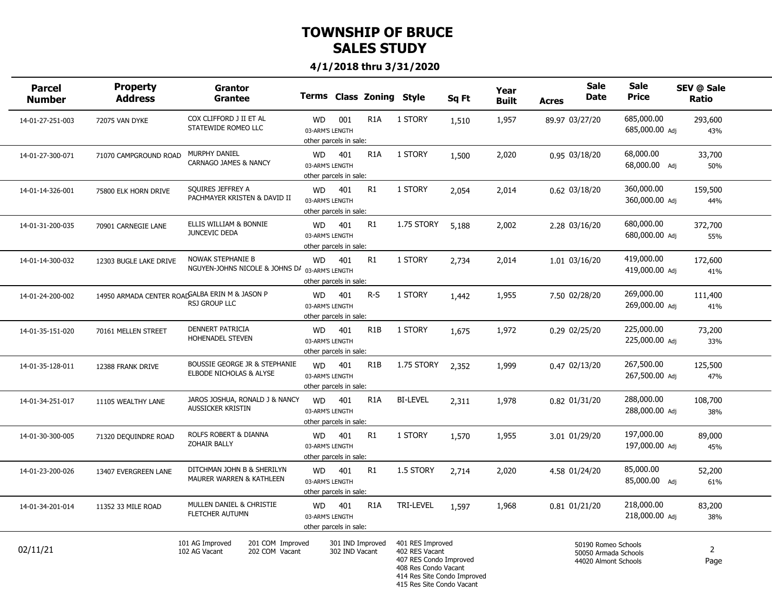# TOWNSHIP OF BRUCE
## SALES STUDY

**4/1/2018 thru 3/31/2020**

| Parcel Number | Property Address | Grantor / Grantee | Terms | Class | Zoning | Style | Sq Ft | Year Built | Acres | Sale Date | Sale Price | SEV @ Sale / Ratio |
|---|---|---|---|---|---|---|---|---|---|---|---|---|
| 14-01-27-251-003 | 72075 VAN DYKE | COX CLIFFORD J II ET AL / STATEWIDE ROMEO LLC | WD 03-ARM'S LENGTH other parcels in sale: | 001 | R1A | 1 STORY | 1,510 | 1,957 | 89.97 | 03/27/20 | 685,000.00 / 685,000.00 Adj | 293,600 / 43% |
| 14-01-27-300-071 | 71070 CAMPGROUND ROAD | MURPHY DANIEL / CARNAGO JAMES & NANCY | WD 03-ARM'S LENGTH other parcels in sale: | 401 | R1A | 1 STORY | 1,500 | 2,020 | 0.95 | 03/18/20 | 68,000.00 / 68,000.00 Adj | 33,700 / 50% |
| 14-01-14-326-001 | 75800 ELK HORN DRIVE | SQUIRES JEFFREY A / PACHMAYER KRISTEN & DAVID II | WD 03-ARM'S LENGTH other parcels in sale: | 401 | R1 | 1 STORY | 2,054 | 2,014 | 0.62 | 03/18/20 | 360,000.00 / 360,000.00 Adj | 159,500 / 44% |
| 14-01-31-200-035 | 70901 CARNEGIE LANE | ELLIS WILLIAM & BONNIE / JUNCEVIC DEDA | WD 03-ARM'S LENGTH other parcels in sale: | 401 | R1 | 1.75 STORY | 5,188 | 2,002 | 2.28 | 03/16/20 | 680,000.00 / 680,000.00 Adj | 372,700 / 55% |
| 14-01-14-300-032 | 12303 BUGLE LAKE DRIVE | NOWAK STEPHANIE B / NGUYEN-JOHNS NICOLE & JOHNS DA | WD 03-ARM'S LENGTH other parcels in sale: | 401 | R1 | 1 STORY | 2,734 | 2,014 | 1.01 | 03/16/20 | 419,000.00 / 419,000.00 Adj | 172,600 / 41% |
| 14-01-24-200-002 | 14950 ARMADA CENTER ROAD | GALBA ERIN M & JASON P / RSJ GROUP LLC | WD 03-ARM'S LENGTH other parcels in sale: | 401 | R-S | 1 STORY | 1,442 | 1,955 | 7.50 | 02/28/20 | 269,000.00 / 269,000.00 Adj | 111,400 / 41% |
| 14-01-35-151-020 | 70161 MELLEN STREET | DENNERT PATRICIA / HOHENADEL STEVEN | WD 03-ARM'S LENGTH other parcels in sale: | 401 | R1B | 1 STORY | 1,675 | 1,972 | 0.29 | 02/25/20 | 225,000.00 / 225,000.00 Adj | 73,200 / 33% |
| 14-01-35-128-011 | 12388 FRANK DRIVE | BOUSSIE GEORGE JR & STEPHANIE / ELBODE NICHOLAS & ALYSE | WD 03-ARM'S LENGTH other parcels in sale: | 401 | R1B | 1.75 STORY | 2,352 | 1,999 | 0.47 | 02/13/20 | 267,500.00 / 267,500.00 Adj | 125,500 / 47% |
| 14-01-34-251-017 | 11105 WEALTHY LANE | JAROS JOSHUA, RONALD J & NANCY / AUSSICKER KRISTIN | WD 03-ARM'S LENGTH other parcels in sale: | 401 | R1A | BI-LEVEL | 2,311 | 1,978 | 0.82 | 01/31/20 | 288,000.00 / 288,000.00 Adj | 108,700 / 38% |
| 14-01-30-300-005 | 71320 DEQUINDRE ROAD | ROLFS ROBERT & DIANNA / ZOHAIR BALLY | WD 03-ARM'S LENGTH other parcels in sale: | 401 | R1 | 1 STORY | 1,570 | 1,955 | 3.01 | 01/29/20 | 197,000.00 / 197,000.00 Adj | 89,000 / 45% |
| 14-01-23-200-026 | 13407 EVERGREEN LANE | DITCHMAN JOHN B & SHERILYN / MAURER WARREN & KATHLEEN | WD 03-ARM'S LENGTH other parcels in sale: | 401 | R1 | 1.5 STORY | 2,714 | 2,020 | 4.58 | 01/24/20 | 85,000.00 / 85,000.00 Adj | 52,200 / 61% |
| 14-01-34-201-014 | 11352 33 MILE ROAD | MULLEN DANIEL & CHRISTIE / FLETCHER AUTUMN | WD 03-ARM'S LENGTH other parcels in sale: | 401 | R1A | TRI-LEVEL | 1,597 | 1,968 | 0.81 | 01/21/20 | 218,000.00 / 218,000.00 Adj | 83,200 / 38% |

02/11/21

101 AG Improved
102 AG Vacant
201 COM Improved
202 COM Vacant
301 IND Improved
302 IND Vacant
401 RES Improved
402 RES Vacant
407 RES Condo Improved
408 Res Condo Vacant
414 Res Site Condo Improved
415 Res Site Condo Vacant

50190 Romeo Schools
50050 Armada Schools
44020 Almont Schools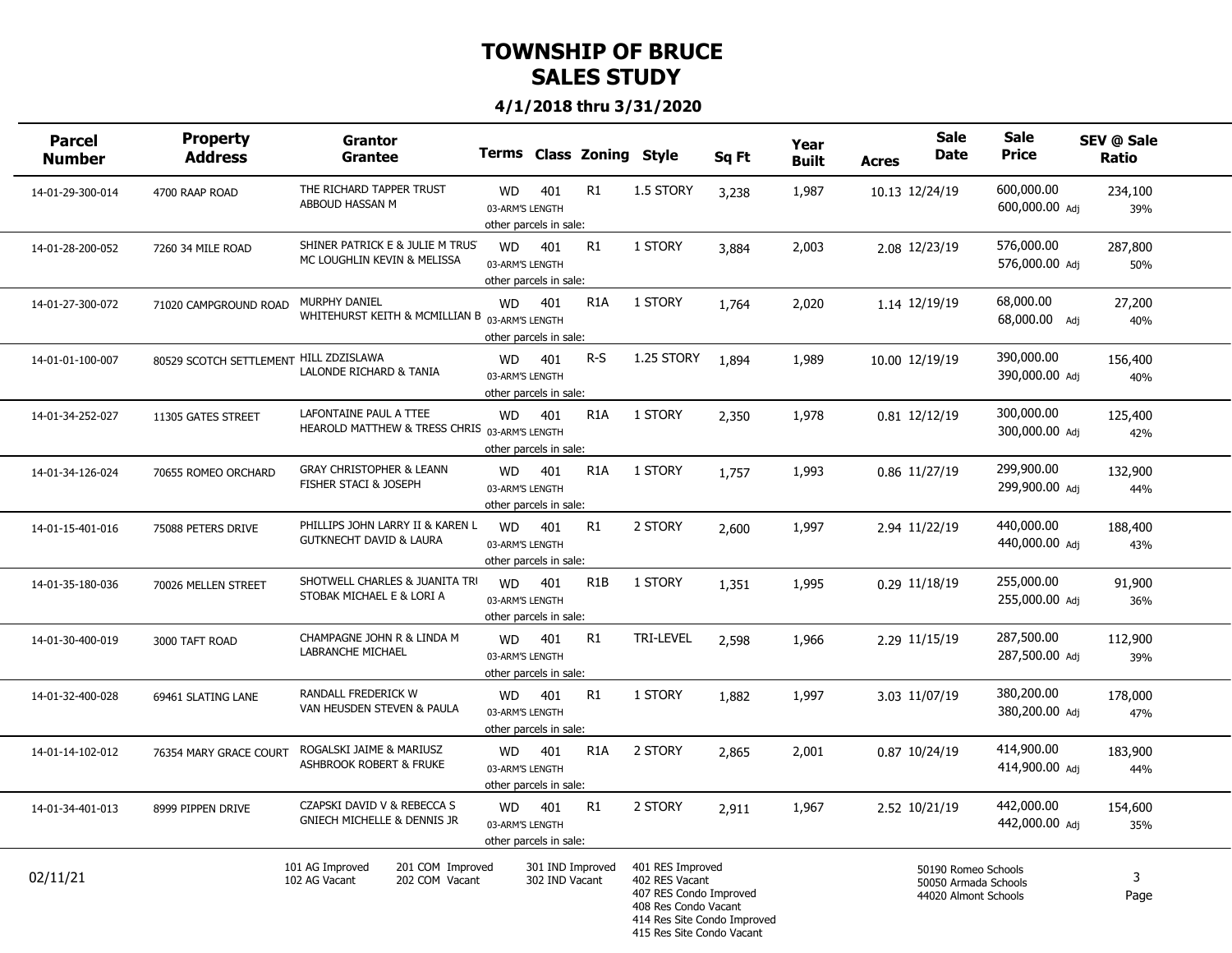# TOWNSHIP OF BRUCE
## SALES STUDY

**4/1/2018 thru 3/31/2020**

| Parcel Number | Property Address | Grantor / Grantee | Terms | Class | Zoning | Style | Sq Ft | Year Built | Acres | Sale Date | Sale Price | SEV @ Sale / Ratio |
|---|---|---|---|---|---|---|---|---|---|---|---|---|
| 14-01-29-300-014 | 4700 RAAP ROAD | THE RICHARD TAPPER TRUST / ABBOUD HASSAN M | WD / 03-ARM'S LENGTH / other parcels in sale: | 401 | R1 | 1.5 STORY | 3,238 | 1,987 | 10.13 | 12/24/19 | 600,000.00 / 600,000.00 Adj | 234,100 / 39% |
| 14-01-28-200-052 | 7260 34 MILE ROAD | SHINER PATRICK E & JULIE M TRUST / MC LOUGHLIN KEVIN & MELISSA | WD / 03-ARM'S LENGTH / other parcels in sale: | 401 | R1 | 1 STORY | 3,884 | 2,003 | 2.08 | 12/23/19 | 576,000.00 / 576,000.00 Adj | 287,800 / 50% |
| 14-01-27-300-072 | 71020 CAMPGROUND ROAD | MURPHY DANIEL / WHITEHURST KEITH & MCMILLIAN B | WD / 03-ARM'S LENGTH / other parcels in sale: | 401 | R1A | 1 STORY | 1,764 | 2,020 | 1.14 | 12/19/19 | 68,000.00 / 68,000.00 Adj | 27,200 / 40% |
| 14-01-01-100-007 | 80529 SCOTCH SETTLEMENT | HILL ZDZISLAWA / LALONDE RICHARD & TANIA | WD / 03-ARM'S LENGTH / other parcels in sale: | 401 | R-S | 1.25 STORY | 1,894 | 1,989 | 10.00 | 12/19/19 | 390,000.00 / 390,000.00 Adj | 156,400 / 40% |
| 14-01-34-252-027 | 11305 GATES STREET | LAFONTAINE PAUL A TTEE / HEAROLD MATTHEW & TRESS CHRIS | WD / 03-ARM'S LENGTH / other parcels in sale: | 401 | R1A | 1 STORY | 2,350 | 1,978 | 0.81 | 12/12/19 | 300,000.00 / 300,000.00 Adj | 125,400 / 42% |
| 14-01-34-126-024 | 70655 ROMEO ORCHARD | GRAY CHRISTOPHER & LEANN / FISHER STACI & JOSEPH | WD / 03-ARM'S LENGTH / other parcels in sale: | 401 | R1A | 1 STORY | 1,757 | 1,993 | 0.86 | 11/27/19 | 299,900.00 / 299,900.00 Adj | 132,900 / 44% |
| 14-01-15-401-016 | 75088 PETERS DRIVE | PHILLIPS JOHN LARRY II & KAREN L / GUTKNECHT DAVID & LAURA | WD / 03-ARM'S LENGTH / other parcels in sale: | 401 | R1 | 2 STORY | 2,600 | 1,997 | 2.94 | 11/22/19 | 440,000.00 / 440,000.00 Adj | 188,400 / 43% |
| 14-01-35-180-036 | 70026 MELLEN STREET | SHOTWELL CHARLES & JUANITA TRI / STOBAK MICHAEL E & LORI A | WD / 03-ARM'S LENGTH / other parcels in sale: | 401 | R1B | 1 STORY | 1,351 | 1,995 | 0.29 | 11/18/19 | 255,000.00 / 255,000.00 Adj | 91,900 / 36% |
| 14-01-30-400-019 | 3000 TAFT ROAD | CHAMPAGNE JOHN R & LINDA M / LABRANCHE MICHAEL | WD / 03-ARM'S LENGTH / other parcels in sale: | 401 | R1 | TRI-LEVEL | 2,598 | 1,966 | 2.29 | 11/15/19 | 287,500.00 / 287,500.00 Adj | 112,900 / 39% |
| 14-01-32-400-028 | 69461 SLATING LANE | RANDALL FREDERICK W / VAN HEUSDEN STEVEN & PAULA | WD / 03-ARM'S LENGTH / other parcels in sale: | 401 | R1 | 1 STORY | 1,882 | 1,997 | 3.03 | 11/07/19 | 380,200.00 / 380,200.00 Adj | 178,000 / 47% |
| 14-01-14-102-012 | 76354 MARY GRACE COURT | ROGALSKI JAIME & MARIUSZ / ASHBROOK ROBERT & FRUKE | WD / 03-ARM'S LENGTH / other parcels in sale: | 401 | R1A | 2 STORY | 2,865 | 2,001 | 0.87 | 10/24/19 | 414,900.00 / 414,900.00 Adj | 183,900 / 44% |
| 14-01-34-401-013 | 8999 PIPPEN DRIVE | CZAPSKI DAVID V & REBECCA S / GNIECH MICHELLE & DENNIS JR | WD / 03-ARM'S LENGTH / other parcels in sale: | 401 | R1 | 2 STORY | 2,911 | 1,967 | 2.52 | 10/21/19 | 442,000.00 / 442,000.00 Adj | 154,600 / 35% |

02/11/21

101 AG Improved
102 AG Vacant
201 COM Improved
202 COM Vacant
301 IND Improved
302 IND Vacant
401 RES Improved
402 RES Vacant
407 RES Condo Improved
408 Res Condo Vacant
414 Res Site Condo Improved
415 Res Site Condo Vacant

50190 Romeo Schools
50050 Armada Schools
44020 Almont Schools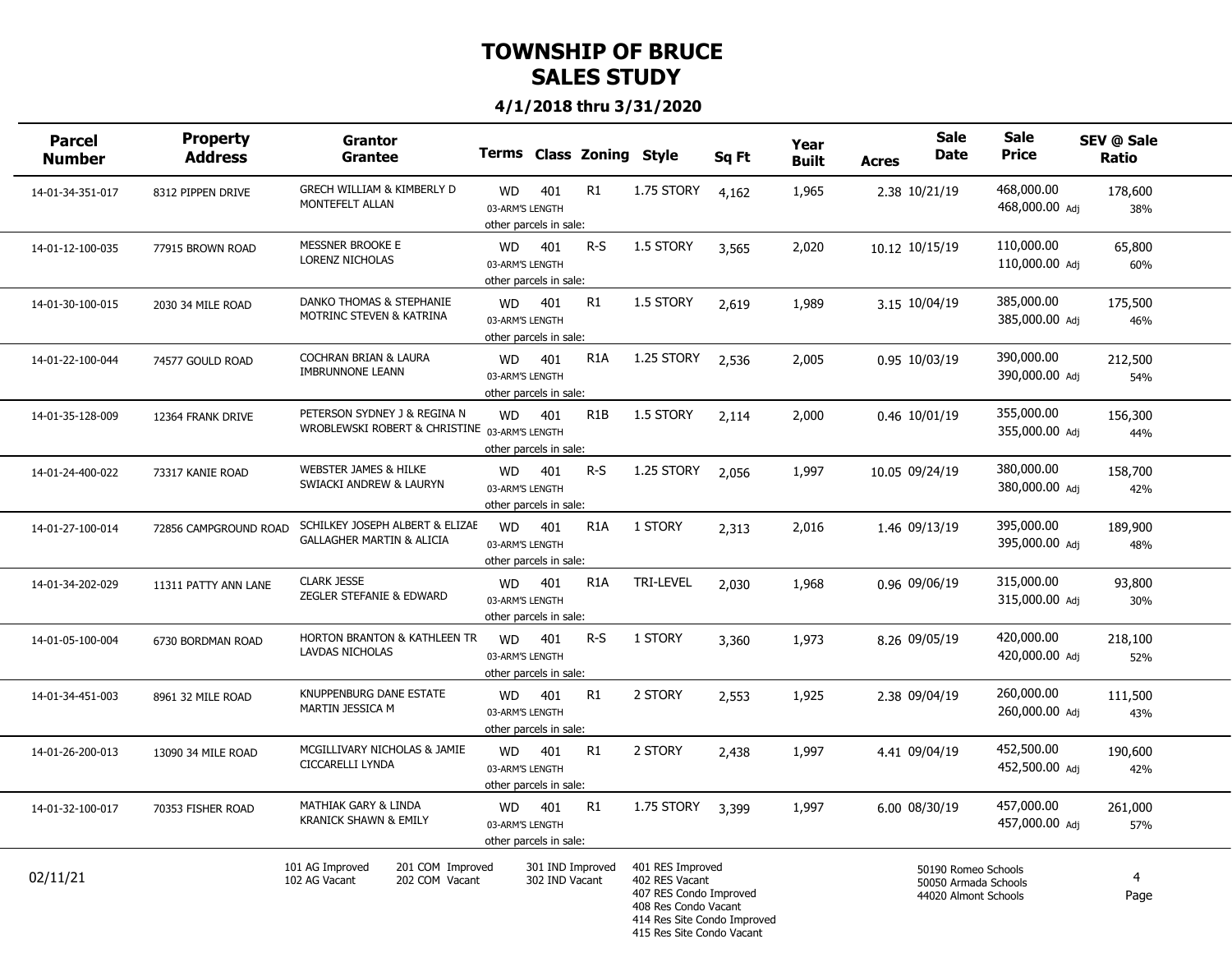# TOWNSHIP OF BRUCE
# SALES STUDY

### 4/1/2018 thru 3/31/2020

| Parcel Number | Property Address | Grantor / Grantee | Terms | Class | Zoning | Style | Sq Ft | Year Built | Acres | Sale Date | Sale Price | SEV @ Sale / Ratio |
|---|---|---|---|---|---|---|---|---|---|---|---|---|
| 14-01-34-351-017 | 8312 PIPPEN DRIVE | GRECH WILLIAM & KIMBERLY D / MONTEFELT ALLAN | WD / 03-ARM'S LENGTH / other parcels in sale: | 401 | R1 | 1.75 STORY | 4,162 | 1,965 | 2.38 | 10/21/19 | 468,000.00 / 468,000.00 Adj | 178,600 / 38% |
| 14-01-12-100-035 | 77915 BROWN ROAD | MESSNER BROOKE E / LORENZ NICHOLAS | WD / 03-ARM'S LENGTH / other parcels in sale: | 401 | R-S | 1.5 STORY | 3,565 | 2,020 | 10.12 | 10/15/19 | 110,000.00 / 110,000.00 Adj | 65,800 / 60% |
| 14-01-30-100-015 | 2030 34 MILE ROAD | DANKO THOMAS & STEPHANIE / MOTRINC STEVEN & KATRINA | WD / 03-ARM'S LENGTH / other parcels in sale: | 401 | R1 | 1.5 STORY | 2,619 | 1,989 | 3.15 | 10/04/19 | 385,000.00 / 385,000.00 Adj | 175,500 / 46% |
| 14-01-22-100-044 | 74577 GOULD ROAD | COCHRAN BRIAN & LAURA / IMBRUNNONE LEANN | WD / 03-ARM'S LENGTH / other parcels in sale: | 401 | R1A | 1.25 STORY | 2,536 | 2,005 | 0.95 | 10/03/19 | 390,000.00 / 390,000.00 Adj | 212,500 / 54% |
| 14-01-35-128-009 | 12364 FRANK DRIVE | PETERSON SYDNEY J & REGINA N / WROBLEWSKI ROBERT & CHRISTINE | WD / 03-ARM'S LENGTH / other parcels in sale: | 401 | R1B | 1.5 STORY | 2,114 | 2,000 | 0.46 | 10/01/19 | 355,000.00 / 355,000.00 Adj | 156,300 / 44% |
| 14-01-24-400-022 | 73317 KANIE ROAD | WEBSTER JAMES & HILKE / SWIACKI ANDREW & LAURYN | WD / 03-ARM'S LENGTH / other parcels in sale: | 401 | R-S | 1.25 STORY | 2,056 | 1,997 | 10.05 | 09/24/19 | 380,000.00 / 380,000.00 Adj | 158,700 / 42% |
| 14-01-27-100-014 | 72856 CAMPGROUND ROAD | SCHILKEY JOSEPH ALBERT & ELIZAE / GALLAGHER MARTIN & ALICIA | WD / 03-ARM'S LENGTH / other parcels in sale: | 401 | R1A | 1 STORY | 2,313 | 2,016 | 1.46 | 09/13/19 | 395,000.00 / 395,000.00 Adj | 189,900 / 48% |
| 14-01-34-202-029 | 11311 PATTY ANN LANE | CLARK JESSE / ZEGLER STEFANIE & EDWARD | WD / 03-ARM'S LENGTH / other parcels in sale: | 401 | R1A | TRI-LEVEL | 2,030 | 1,968 | 0.96 | 09/06/19 | 315,000.00 / 315,000.00 Adj | 93,800 / 30% |
| 14-01-05-100-004 | 6730 BORDMAN ROAD | HORTON BRANTON & KATHLEEN TR / LAVDAS NICHOLAS | WD / 03-ARM'S LENGTH / other parcels in sale: | 401 | R-S | 1 STORY | 3,360 | 1,973 | 8.26 | 09/05/19 | 420,000.00 / 420,000.00 Adj | 218,100 / 52% |
| 14-01-34-451-003 | 8961 32 MILE ROAD | KNUPPENBURG DANE ESTATE / MARTIN JESSICA M | WD / 03-ARM'S LENGTH / other parcels in sale: | 401 | R1 | 2 STORY | 2,553 | 1,925 | 2.38 | 09/04/19 | 260,000.00 / 260,000.00 Adj | 111,500 / 43% |
| 14-01-26-200-013 | 13090 34 MILE ROAD | MCGILLIVARY NICHOLAS & JAMIE / CICCARELLI LYNDA | WD / 03-ARM'S LENGTH / other parcels in sale: | 401 | R1 | 2 STORY | 2,438 | 1,997 | 4.41 | 09/04/19 | 452,500.00 / 452,500.00 Adj | 190,600 / 42% |
| 14-01-32-100-017 | 70353 FISHER ROAD | MATHIAK GARY & LINDA / KRANICK SHAWN & EMILY | WD / 03-ARM'S LENGTH / other parcels in sale: | 401 | R1 | 1.75 STORY | 3,399 | 1,997 | 6.00 | 08/30/19 | 457,000.00 / 457,000.00 Adj | 261,000 / 57% |

02/11/21

101 AG Improved
102 AG Vacant
201 COM Improved
202 COM Vacant
301 IND Improved
302 IND Vacant
401 RES Improved
402 RES Vacant
407 RES Condo Improved
408 Res Condo Vacant
414 Res Site Condo Improved
415 Res Site Condo Vacant

50190 Romeo Schools
50050 Armada Schools
44020 Almont Schools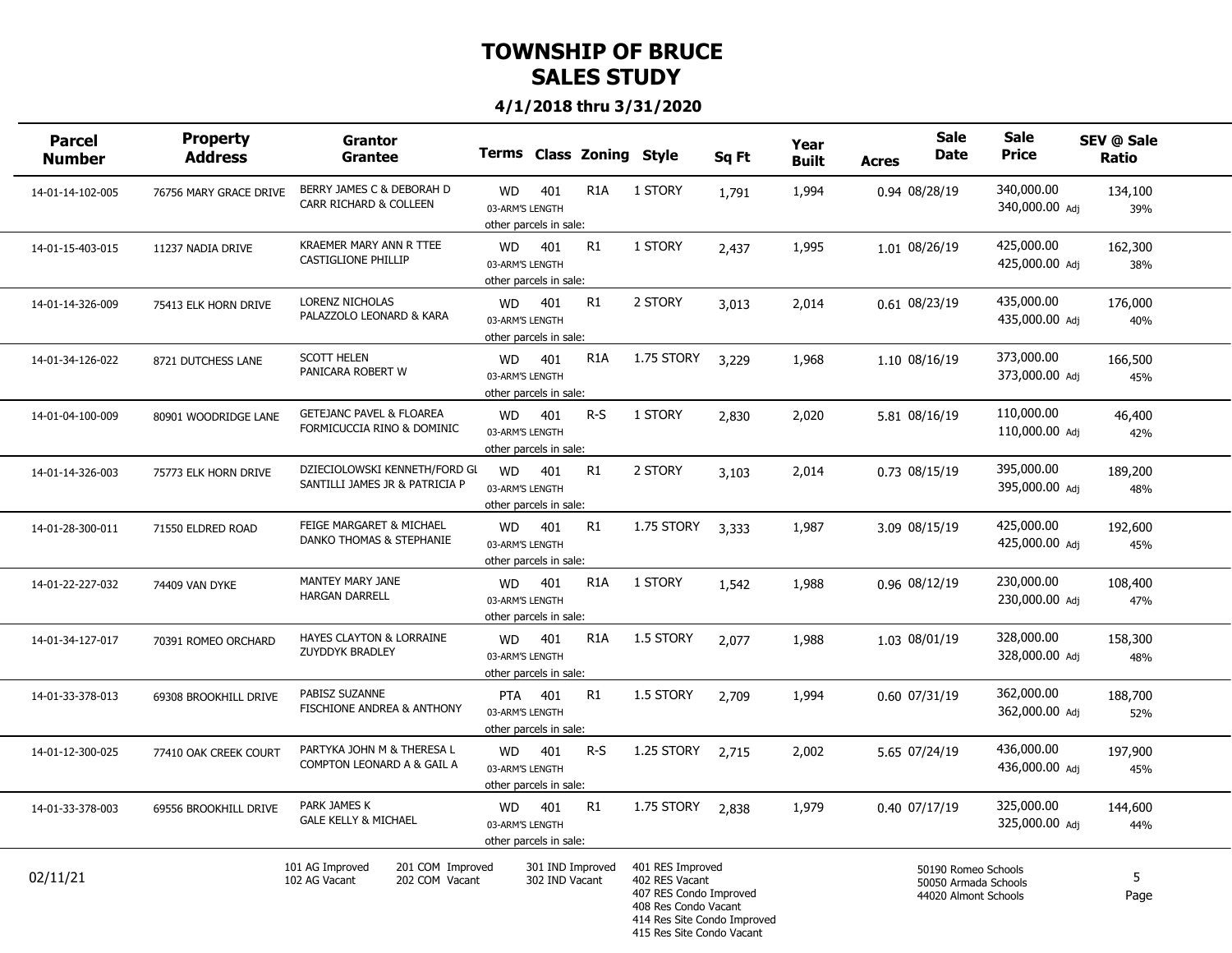# TOWNSHIP OF BRUCE
## SALES STUDY

### 4/1/2018 thru 3/31/2020

| Parcel Number | Property Address | Grantor / Grantee | Terms | Class | Zoning | Style | Sq Ft | Year Built | Acres | Sale Date | Sale Price | SEV @ Sale / Ratio |
|---|---|---|---|---|---|---|---|---|---|---|---|---|
| 14-01-14-102-005 | 76756 MARY GRACE DRIVE | BERRY JAMES C & DEBORAH D / CARR RICHARD & COLLEEN | WD / 03-ARM'S LENGTH / other parcels in sale: | 401 | R1A | 1 STORY | 1,791 | 1,994 | 0.94 | 08/28/19 | 340,000.00 / 340,000.00 Adj | 134,100 / 39% |
| 14-01-15-403-015 | 11237 NADIA DRIVE | KRAEMER MARY ANN R TTEE / CASTIGLIONE PHILLIP | WD / 03-ARM'S LENGTH / other parcels in sale: | 401 | R1 | 1 STORY | 2,437 | 1,995 | 1.01 | 08/26/19 | 425,000.00 / 425,000.00 Adj | 162,300 / 38% |
| 14-01-14-326-009 | 75413 ELK HORN DRIVE | LORENZ NICHOLAS / PALAZZOLO LEONARD & KARA | WD / 03-ARM'S LENGTH / other parcels in sale: | 401 | R1 | 2 STORY | 3,013 | 2,014 | 0.61 | 08/23/19 | 435,000.00 / 435,000.00 Adj | 176,000 / 40% |
| 14-01-34-126-022 | 8721 DUTCHESS LANE | SCOTT HELEN / PANICARA ROBERT W | WD / 03-ARM'S LENGTH / other parcels in sale: | 401 | R1A | 1.75 STORY | 3,229 | 1,968 | 1.10 | 08/16/19 | 373,000.00 / 373,000.00 Adj | 166,500 / 45% |
| 14-01-04-100-009 | 80901 WOODRIDGE LANE | GETEJANC PAVEL & FLOAREA / FORMICUCCIA RINO & DOMINIC | WD / 03-ARM'S LENGTH / other parcels in sale: | 401 | R-S | 1 STORY | 2,830 | 2,020 | 5.81 | 08/16/19 | 110,000.00 / 110,000.00 Adj | 46,400 / 42% |
| 14-01-14-326-003 | 75773 ELK HORN DRIVE | DZIECIOLOWSKI KENNETH/FORD GL / SANTILLI JAMES JR & PATRICIA P | WD / 03-ARM'S LENGTH / other parcels in sale: | 401 | R1 | 2 STORY | 3,103 | 2,014 | 0.73 | 08/15/19 | 395,000.00 / 395,000.00 Adj | 189,200 / 48% |
| 14-01-28-300-011 | 71550 ELDRED ROAD | FEIGE MARGARET & MICHAEL / DANKO THOMAS & STEPHANIE | WD / 03-ARM'S LENGTH / other parcels in sale: | 401 | R1 | 1.75 STORY | 3,333 | 1,987 | 3.09 | 08/15/19 | 425,000.00 / 425,000.00 Adj | 192,600 / 45% |
| 14-01-22-227-032 | 74409 VAN DYKE | MANTEY MARY JANE / HARGAN DARRELL | WD / 03-ARM'S LENGTH / other parcels in sale: | 401 | R1A | 1 STORY | 1,542 | 1,988 | 0.96 | 08/12/19 | 230,000.00 / 230,000.00 Adj | 108,400 / 47% |
| 14-01-34-127-017 | 70391 ROMEO ORCHARD | HAYES CLAYTON & LORRAINE / ZUYDDYK BRADLEY | WD / 03-ARM'S LENGTH / other parcels in sale: | 401 | R1A | 1.5 STORY | 2,077 | 1,988 | 1.03 | 08/01/19 | 328,000.00 / 328,000.00 Adj | 158,300 / 48% |
| 14-01-33-378-013 | 69308 BROOKHILL DRIVE | PABISZ SUZANNE / FISCHIONE ANDREA & ANTHONY | PTA / 03-ARM'S LENGTH / other parcels in sale: | 401 | R1 | 1.5 STORY | 2,709 | 1,994 | 0.60 | 07/31/19 | 362,000.00 / 362,000.00 Adj | 188,700 / 52% |
| 14-01-12-300-025 | 77410 OAK CREEK COURT | PARTYKA JOHN M & THERESA L / COMPTON LEONARD A & GAIL A | WD / 03-ARM'S LENGTH / other parcels in sale: | 401 | R-S | 1.25 STORY | 2,715 | 2,002 | 5.65 | 07/24/19 | 436,000.00 / 436,000.00 Adj | 197,900 / 45% |
| 14-01-33-378-003 | 69556 BROOKHILL DRIVE | PARK JAMES K / GALE KELLY & MICHAEL | WD / 03-ARM'S LENGTH / other parcels in sale: | 401 | R1 | 1.75 STORY | 2,838 | 1,979 | 0.40 | 07/17/19 | 325,000.00 / 325,000.00 Adj | 144,600 / 44% |

02/11/21

101 AG Improved
102 AG Vacant
201 COM Improved
202 COM Vacant
301 IND Improved
302 IND Vacant
401 RES Improved
402 RES Vacant
407 RES Condo Improved
408 Res Condo Vacant
414 Res Site Condo Improved
415 Res Site Condo Vacant

50190 Romeo Schools
50050 Armada Schools
44020 Almont Schools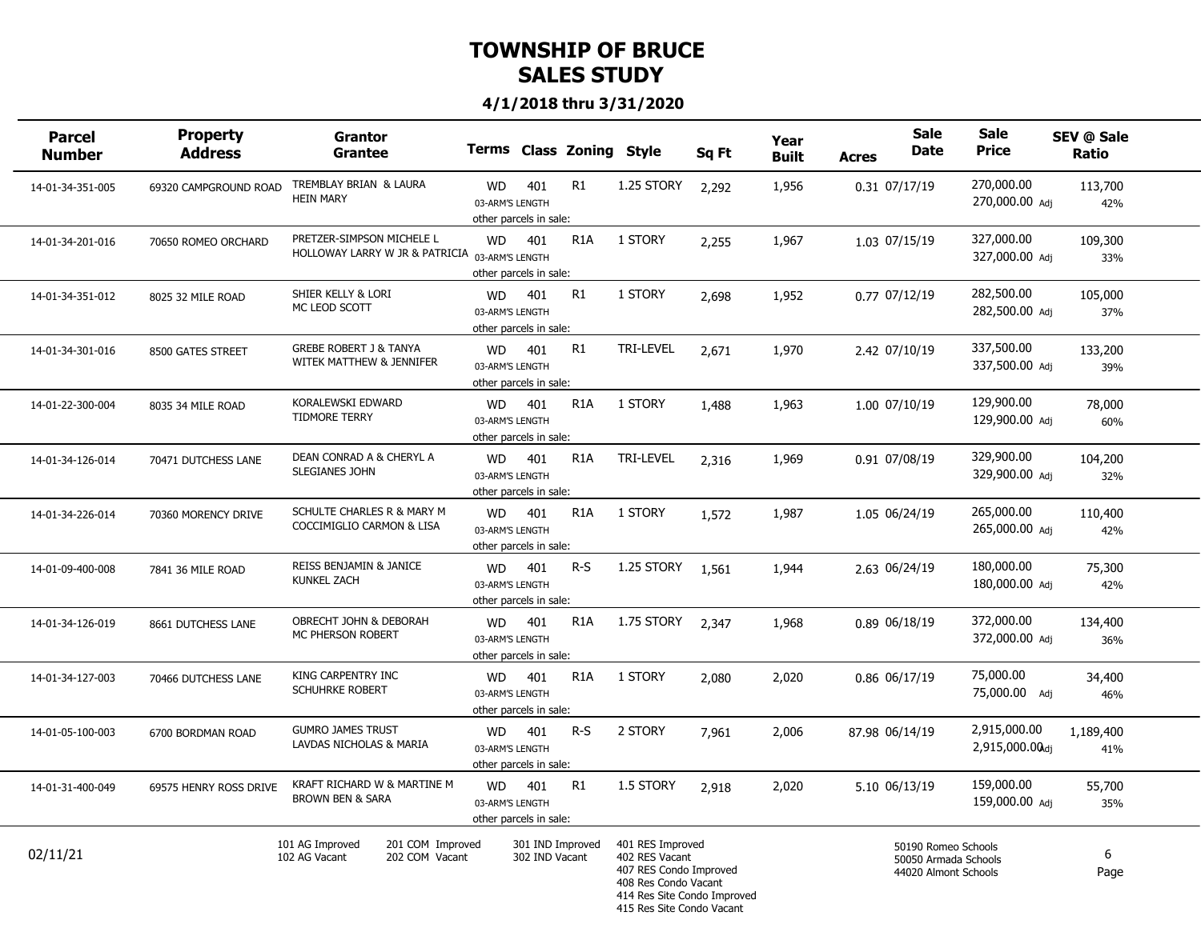# TOWNSHIP OF BRUCE
## SALES STUDY

### 4/1/2018 thru 3/31/2020

| Parcel Number | Property Address | Grantor / Grantee | Terms | Class | Zoning | Style | Sq Ft | Year Built | Acres | Sale Date | Sale Price | SEV @ Sale / Ratio |
|---|---|---|---|---|---|---|---|---|---|---|---|---|
| 14-01-34-351-005 | 69320 CAMPGROUND ROAD | TREMBLAY BRIAN & LAURA / HEIN MARY | WD / 03-ARM'S LENGTH / other parcels in sale: | 401 | R1 | 1.25 STORY | 2,292 | 1,956 | 0.31 | 07/17/19 | 270,000.00 / 270,000.00 Adj | 113,700 / 42% |
| 14-01-34-201-016 | 70650 ROMEO ORCHARD | PRETZER-SIMPSON MICHELE L / HOLLOWAY LARRY W JR & PATRICIA | WD / 03-ARM'S LENGTH / other parcels in sale: | 401 | R1A | 1 STORY | 2,255 | 1,967 | 1.03 | 07/15/19 | 327,000.00 / 327,000.00 Adj | 109,300 / 33% |
| 14-01-34-351-012 | 8025 32 MILE ROAD | SHIER KELLY & LORI / MC LEOD SCOTT | WD / 03-ARM'S LENGTH / other parcels in sale: | 401 | R1 | 1 STORY | 2,698 | 1,952 | 0.77 | 07/12/19 | 282,500.00 / 282,500.00 Adj | 105,000 / 37% |
| 14-01-34-301-016 | 8500 GATES STREET | GREBE ROBERT J & TANYA / WITEK MATTHEW & JENNIFER | WD / 03-ARM'S LENGTH / other parcels in sale: | 401 | R1 | TRI-LEVEL | 2,671 | 1,970 | 2.42 | 07/10/19 | 337,500.00 / 337,500.00 Adj | 133,200 / 39% |
| 14-01-22-300-004 | 8035 34 MILE ROAD | KORALEWSKI EDWARD / TIDMORE TERRY | WD / 03-ARM'S LENGTH / other parcels in sale: | 401 | R1A | 1 STORY | 1,488 | 1,963 | 1.00 | 07/10/19 | 129,900.00 / 129,900.00 Adj | 78,000 / 60% |
| 14-01-34-126-014 | 70471 DUTCHESS LANE | DEAN CONRAD A & CHERYL A / SLEGIANES JOHN | WD / 03-ARM'S LENGTH / other parcels in sale: | 401 | R1A | TRI-LEVEL | 2,316 | 1,969 | 0.91 | 07/08/19 | 329,900.00 / 329,900.00 Adj | 104,200 / 32% |
| 14-01-34-226-014 | 70360 MORENCY DRIVE | SCHULTE CHARLES R & MARY M / COCCIMIGLIO CARMON & LISA | WD / 03-ARM'S LENGTH / other parcels in sale: | 401 | R1A | 1 STORY | 1,572 | 1,987 | 1.05 | 06/24/19 | 265,000.00 / 265,000.00 Adj | 110,400 / 42% |
| 14-01-09-400-008 | 7841 36 MILE ROAD | REISS BENJAMIN & JANICE / KUNKEL ZACH | WD / 03-ARM'S LENGTH / other parcels in sale: | 401 | R-S | 1.25 STORY | 1,561 | 1,944 | 2.63 | 06/24/19 | 180,000.00 / 180,000.00 Adj | 75,300 / 42% |
| 14-01-34-126-019 | 8661 DUTCHESS LANE | OBRECHT JOHN & DEBORAH / MC PHERSON ROBERT | WD / 03-ARM'S LENGTH / other parcels in sale: | 401 | R1A | 1.75 STORY | 2,347 | 1,968 | 0.89 | 06/18/19 | 372,000.00 / 372,000.00 Adj | 134,400 / 36% |
| 14-01-34-127-003 | 70466 DUTCHESS LANE | KING CARPENTRY INC / SCHUHRKE ROBERT | WD / 03-ARM'S LENGTH / other parcels in sale: | 401 | R1A | 1 STORY | 2,080 | 2,020 | 0.86 | 06/17/19 | 75,000.00 / 75,000.00 Adj | 34,400 / 46% |
| 14-01-05-100-003 | 6700 BORDMAN ROAD | GUMRO JAMES TRUST / LAVDAS NICHOLAS & MARIA | WD / 03-ARM'S LENGTH / other parcels in sale: | 401 | R-S | 2 STORY | 7,961 | 2,006 | 87.98 | 06/14/19 | 2,915,000.00 / 2,915,000.00 Adj | 1,189,400 / 41% |
| 14-01-31-400-049 | 69575 HENRY ROSS DRIVE | KRAFT RICHARD W & MARTINE M / BROWN BEN & SARA | WD / 03-ARM'S LENGTH / other parcels in sale: | 401 | R1 | 1.5 STORY | 2,918 | 2,020 | 5.10 | 06/13/19 | 159,000.00 / 159,000.00 Adj | 55,700 / 35% |

02/11/21

101 AG Improved
102 AG Vacant
201 COM Improved
202 COM Vacant
301 IND Improved
302 IND Vacant
401 RES Improved
402 RES Vacant
407 RES Condo Improved
408 Res Condo Vacant
414 Res Site Condo Improved
415 Res Site Condo Vacant

50190 Romeo Schools
50050 Armada Schools
44020 Almont Schools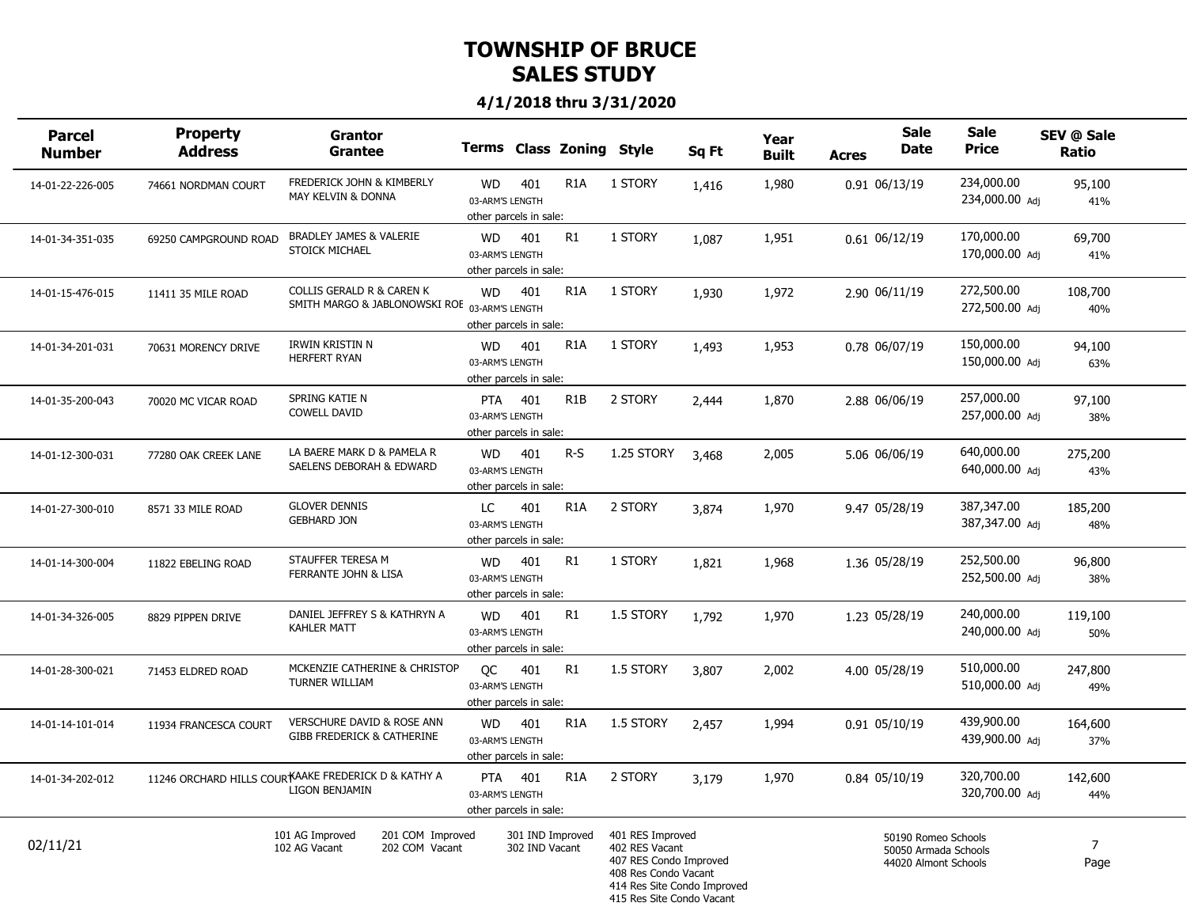# TOWNSHIP OF BRUCE
## SALES STUDY

**4/1/2018 thru 3/31/2020**

| Parcel Number | Property Address | Grantor / Grantee | Terms | Class | Zoning | Style | Sq Ft | Year Built | Acres | Sale Date | Sale Price | SEV @ Sale / Ratio |
|---|---|---|---|---|---|---|---|---|---|---|---|---|
| 14-01-22-226-005 | 74661 NORDMAN COURT | FREDERICK JOHN & KIMBERLY / MAY KELVIN & DONNA | WD 03-ARM'S LENGTH other parcels in sale: | 401 | R1A | 1 STORY | 1,416 | 1,980 | 0.91 | 06/13/19 | 234,000.00 / 234,000.00 Adj | 95,100 / 41% |
| 14-01-34-351-035 | 69250 CAMPGROUND ROAD | BRADLEY JAMES & VALERIE / STOICK MICHAEL | WD 03-ARM'S LENGTH other parcels in sale: | 401 | R1 | 1 STORY | 1,087 | 1,951 | 0.61 | 06/12/19 | 170,000.00 / 170,000.00 Adj | 69,700 / 41% |
| 14-01-15-476-015 | 11411 35 MILE ROAD | COLLIS GERALD R & CAREN K / SMITH MARGO & JABLONOWSKI ROE | WD 03-ARM'S LENGTH other parcels in sale: | 401 | R1A | 1 STORY | 1,930 | 1,972 | 2.90 | 06/11/19 | 272,500.00 / 272,500.00 Adj | 108,700 / 40% |
| 14-01-34-201-031 | 70631 MORENCY DRIVE | IRWIN KRISTIN N / HERFERT RYAN | WD 03-ARM'S LENGTH other parcels in sale: | 401 | R1A | 1 STORY | 1,493 | 1,953 | 0.78 | 06/07/19 | 150,000.00 / 150,000.00 Adj | 94,100 / 63% |
| 14-01-35-200-043 | 70020 MC VICAR ROAD | SPRING KATIE N / COWELL DAVID | PTA 03-ARM'S LENGTH other parcels in sale: | 401 | R1B | 2 STORY | 2,444 | 1,870 | 2.88 | 06/06/19 | 257,000.00 / 257,000.00 Adj | 97,100 / 38% |
| 14-01-12-300-031 | 77280 OAK CREEK LANE | LA BAERE MARK D & PAMELA R / SAELENS DEBORAH & EDWARD | WD 03-ARM'S LENGTH other parcels in sale: | 401 | R-S | 1.25 STORY | 3,468 | 2,005 | 5.06 | 06/06/19 | 640,000.00 / 640,000.00 Adj | 275,200 / 43% |
| 14-01-27-300-010 | 8571 33 MILE ROAD | GLOVER DENNIS / GEBHARD JON | LC 03-ARM'S LENGTH other parcels in sale: | 401 | R1A | 2 STORY | 3,874 | 1,970 | 9.47 | 05/28/19 | 387,347.00 / 387,347.00 Adj | 185,200 / 48% |
| 14-01-14-300-004 | 11822 EBELING ROAD | STAUFFER TERESA M / FERRANTE JOHN & LISA | WD 03-ARM'S LENGTH other parcels in sale: | 401 | R1 | 1 STORY | 1,821 | 1,968 | 1.36 | 05/28/19 | 252,500.00 / 252,500.00 Adj | 96,800 / 38% |
| 14-01-34-326-005 | 8829 PIPPEN DRIVE | DANIEL JEFFREY S & KATHRYN A / KAHLER MATT | WD 03-ARM'S LENGTH other parcels in sale: | 401 | R1 | 1.5 STORY | 1,792 | 1,970 | 1.23 | 05/28/19 | 240,000.00 / 240,000.00 Adj | 119,100 / 50% |
| 14-01-28-300-021 | 71453 ELDRED ROAD | MCKENZIE CATHERINE & CHRISTOP / TURNER WILLIAM | QC 03-ARM'S LENGTH other parcels in sale: | 401 | R1 | 1.5 STORY | 3,807 | 2,002 | 4.00 | 05/28/19 | 510,000.00 / 510,000.00 Adj | 247,800 / 49% |
| 14-01-14-101-014 | 11934 FRANCESCA COURT | VERSCHURE DAVID & ROSE ANN / GIBB FREDERICK & CATHERINE | WD 03-ARM'S LENGTH other parcels in sale: | 401 | R1A | 1.5 STORY | 2,457 | 1,994 | 0.91 | 05/10/19 | 439,900.00 / 439,900.00 Adj | 164,600 / 37% |
| 14-01-34-202-012 | 11246 ORCHARD HILLS COURT | KAAKE FREDERICK D & KATHY A / LIGON BENJAMIN | PTA 03-ARM'S LENGTH other parcels in sale: | 401 | R1A | 2 STORY | 3,179 | 1,970 | 0.84 | 05/10/19 | 320,700.00 / 320,700.00 Adj | 142,600 / 44% |

02/11/21

101 AG Improved, 102 AG Vacant, 201 COM Improved, 202 COM Vacant, 301 IND Improved, 302 IND Vacant, 401 RES Improved, 402 RES Vacant, 407 RES Condo Improved, 408 Res Condo Vacant, 414 Res Site Condo Improved, 415 Res Site Condo Vacant

50190 Romeo Schools, 50050 Armada Schools, 44020 Almont Schools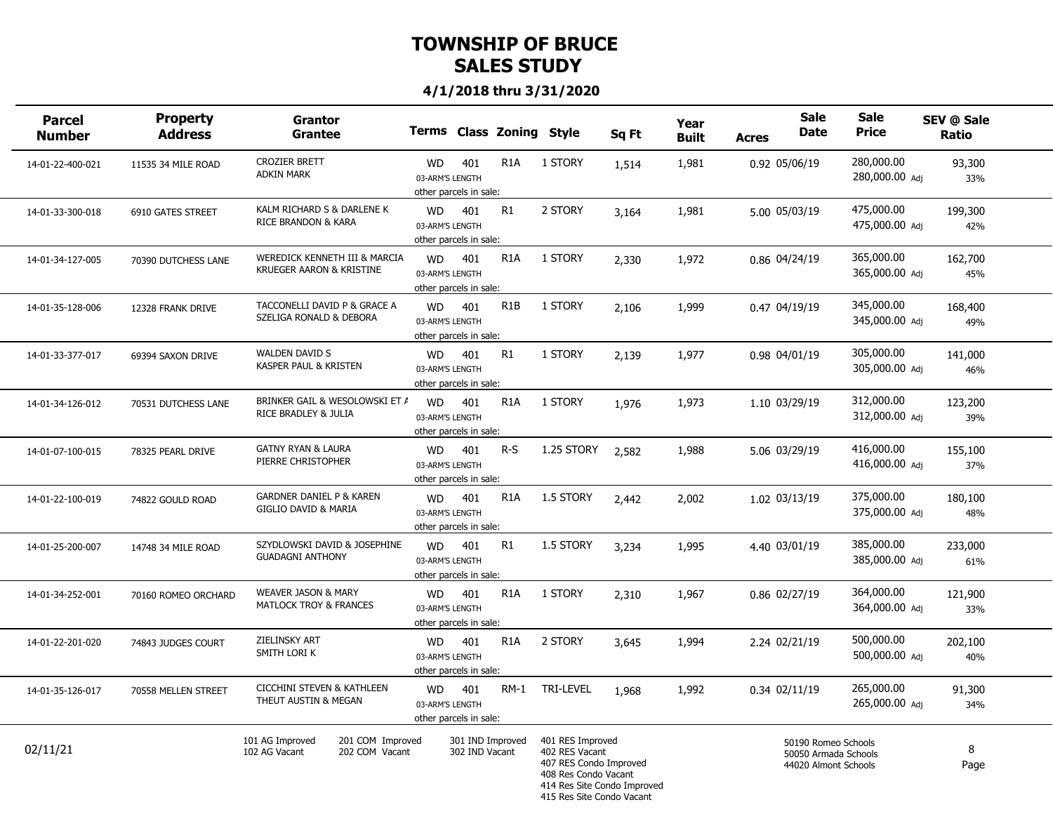# TOWNSHIP OF BRUCE
# SALES STUDY

### 4/1/2018 thru 3/31/2020

| Parcel Number | Property Address | Grantor / Grantee | Terms | Class | Zoning | Style | Sq Ft | Year Built | Acres | Sale Date | Sale Price | SEV @ Sale Ratio |
|---|---|---|---|---|---|---|---|---|---|---|---|---|
| 14-01-22-400-021 | 11535 34 MILE ROAD | CROZIER BRETT / ADKIN MARK | WD 03-ARM'S LENGTH other parcels in sale: | 401 | R1A | 1 STORY | 1,514 | 1,981 | 0.92 | 05/06/19 | 280,000.00 / 280,000.00 Adj | 93,300 / 33% |
| 14-01-33-300-018 | 6910 GATES STREET | KALM RICHARD S & DARLENE K / RICE BRANDON & KARA | WD 03-ARM'S LENGTH other parcels in sale: | 401 | R1 | 2 STORY | 3,164 | 1,981 | 5.00 | 05/03/19 | 475,000.00 / 475,000.00 Adj | 199,300 / 42% |
| 14-01-34-127-005 | 70390 DUTCHESS LANE | WEREDICK KENNETH III & MARCIA / KRUEGER AARON & KRISTINE | WD 03-ARM'S LENGTH other parcels in sale: | 401 | R1A | 1 STORY | 2,330 | 1,972 | 0.86 | 04/24/19 | 365,000.00 / 365,000.00 Adj | 162,700 / 45% |
| 14-01-35-128-006 | 12328 FRANK DRIVE | TACCONELLI DAVID P & GRACE A / SZELIGA RONALD & DEBORA | WD 03-ARM'S LENGTH other parcels in sale: | 401 | R1B | 1 STORY | 2,106 | 1,999 | 0.47 | 04/19/19 | 345,000.00 / 345,000.00 Adj | 168,400 / 49% |
| 14-01-33-377-017 | 69394 SAXON DRIVE | WALDEN DAVID S / KASPER PAUL & KRISTEN | WD 03-ARM'S LENGTH other parcels in sale: | 401 | R1 | 1 STORY | 2,139 | 1,977 | 0.98 | 04/01/19 | 305,000.00 / 305,000.00 Adj | 141,000 / 46% |
| 14-01-34-126-012 | 70531 DUTCHESS LANE | BRINKER GAIL & WESOLOWSKI ET A / RICE BRADLEY & JULIA | WD 03-ARM'S LENGTH other parcels in sale: | 401 | R1A | 1 STORY | 1,976 | 1,973 | 1.10 | 03/29/19 | 312,000.00 / 312,000.00 Adj | 123,200 / 39% |
| 14-01-07-100-015 | 78325 PEARL DRIVE | GATNY RYAN & LAURA / PIERRE CHRISTOPHER | WD 03-ARM'S LENGTH other parcels in sale: | 401 | R-S | 1.25 STORY | 2,582 | 1,988 | 5.06 | 03/29/19 | 416,000.00 / 416,000.00 Adj | 155,100 / 37% |
| 14-01-22-100-019 | 74822 GOULD ROAD | GARDNER DANIEL P & KAREN / GIGLIO DAVID & MARIA | WD 03-ARM'S LENGTH other parcels in sale: | 401 | R1A | 1.5 STORY | 2,442 | 2,002 | 1.02 | 03/13/19 | 375,000.00 / 375,000.00 Adj | 180,100 / 48% |
| 14-01-25-200-007 | 14748 34 MILE ROAD | SZYDLOWSKI DAVID & JOSEPHINE / GUADAGNI ANTHONY | WD 03-ARM'S LENGTH other parcels in sale: | 401 | R1 | 1.5 STORY | 3,234 | 1,995 | 4.40 | 03/01/19 | 385,000.00 / 385,000.00 Adj | 233,000 / 61% |
| 14-01-34-252-001 | 70160 ROMEO ORCHARD | WEAVER JASON & MARY / MATLOCK TROY & FRANCES | WD 03-ARM'S LENGTH other parcels in sale: | 401 | R1A | 1 STORY | 2,310 | 1,967 | 0.86 | 02/27/19 | 364,000.00 / 364,000.00 Adj | 121,900 / 33% |
| 14-01-22-201-020 | 74843 JUDGES COURT | ZIELINSKY ART / SMITH LORI K | WD 03-ARM'S LENGTH other parcels in sale: | 401 | R1A | 2 STORY | 3,645 | 1,994 | 2.24 | 02/21/19 | 500,000.00 / 500,000.00 Adj | 202,100 / 40% |
| 14-01-35-126-017 | 70558 MELLEN STREET | CICCHINI STEVEN & KATHLEEN / THEUT AUSTIN & MEGAN | WD 03-ARM'S LENGTH other parcels in sale: | 401 | RM-1 | TRI-LEVEL | 1,968 | 1,992 | 0.34 | 02/11/19 | 265,000.00 / 265,000.00 Adj | 91,300 / 34% |

02/11/21

101 AG Improved
102 AG Vacant
201 COM Improved
202 COM Vacant
301 IND Improved
302 IND Vacant
401 RES Improved
402 RES Vacant
407 RES Condo Improved
408 Res Condo Vacant
414 Res Site Condo Improved
415 Res Site Condo Vacant

50190 Romeo Schools
50050 Armada Schools
44020 Almont Schools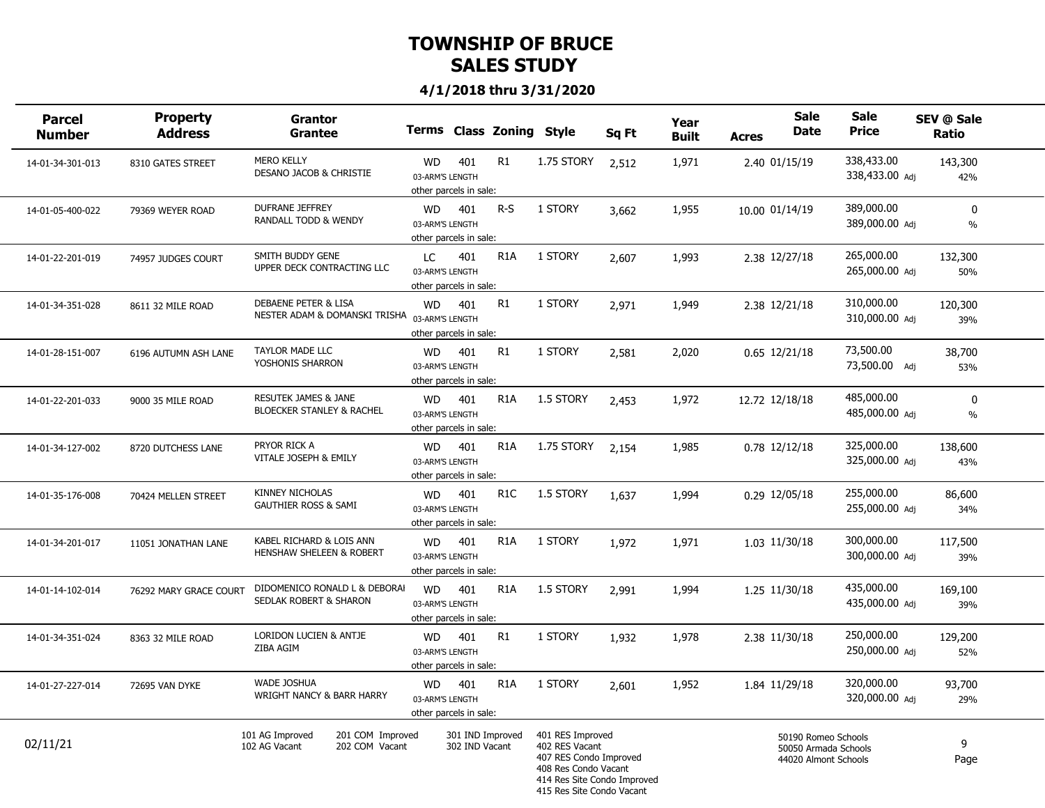# TOWNSHIP OF BRUCE
## SALES STUDY

### 4/1/2018 thru 3/31/2020

| Parcel Number | Property Address | Grantor / Grantee | Terms | Class | Zoning | Style | Sq Ft | Year Built | Acres | Sale Date | Sale Price | SEV @ Sale / Ratio |
|---|---|---|---|---|---|---|---|---|---|---|---|---|
| 14-01-34-301-013 | 8310 GATES STREET | MERO KELLY / DESANO JACOB & CHRISTIE | WD 03-ARM'S LENGTH other parcels in sale: | 401 | R1 | 1.75 STORY | 2,512 | 1,971 | 2.40 | 01/15/19 | 338,433.00 / 338,433.00 Adj | 143,300 / 42% |
| 14-01-05-400-022 | 79369 WEYER ROAD | DUFRANE JEFFREY / RANDALL TODD & WENDY | WD 03-ARM'S LENGTH other parcels in sale: | 401 | R-S | 1 STORY | 3,662 | 1,955 | 10.00 | 01/14/19 | 389,000.00 / 389,000.00 Adj | 0 / % |
| 14-01-22-201-019 | 74957 JUDGES COURT | SMITH BUDDY GENE / UPPER DECK CONTRACTING LLC | LC 03-ARM'S LENGTH other parcels in sale: | 401 | R1A | 1 STORY | 2,607 | 1,993 | 2.38 | 12/27/18 | 265,000.00 / 265,000.00 Adj | 132,300 / 50% |
| 14-01-34-351-028 | 8611 32 MILE ROAD | DEBAENE PETER & LISA / NESTER ADAM & DOMANSKI TRISHA | WD 03-ARM'S LENGTH other parcels in sale: | 401 | R1 | 1 STORY | 2,971 | 1,949 | 2.38 | 12/21/18 | 310,000.00 / 310,000.00 Adj | 120,300 / 39% |
| 14-01-28-151-007 | 6196 AUTUMN ASH LANE | TAYLOR MADE LLC / YOSHONIS SHARRON | WD 03-ARM'S LENGTH other parcels in sale: | 401 | R1 | 1 STORY | 2,581 | 2,020 | 0.65 | 12/21/18 | 73,500.00 / 73,500.00 Adj | 38,700 / 53% |
| 14-01-22-201-033 | 9000 35 MILE ROAD | RESUTEK JAMES & JANE / BLOECKER STANLEY & RACHEL | WD 03-ARM'S LENGTH other parcels in sale: | 401 | R1A | 1.5 STORY | 2,453 | 1,972 | 12.72 | 12/18/18 | 485,000.00 / 485,000.00 Adj | 0 / % |
| 14-01-34-127-002 | 8720 DUTCHESS LANE | PRYOR RICK A / VITALE JOSEPH & EMILY | WD 03-ARM'S LENGTH other parcels in sale: | 401 | R1A | 1.75 STORY | 2,154 | 1,985 | 0.78 | 12/12/18 | 325,000.00 / 325,000.00 Adj | 138,600 / 43% |
| 14-01-35-176-008 | 70424 MELLEN STREET | KINNEY NICHOLAS / GAUTHIER ROSS & SAMI | WD 03-ARM'S LENGTH other parcels in sale: | 401 | R1C | 1.5 STORY | 1,637 | 1,994 | 0.29 | 12/05/18 | 255,000.00 / 255,000.00 Adj | 86,600 / 34% |
| 14-01-34-201-017 | 11051 JONATHAN LANE | KABEL RICHARD & LOIS ANN / HENSHAW SHELEEN & ROBERT | WD 03-ARM'S LENGTH other parcels in sale: | 401 | R1A | 1 STORY | 1,972 | 1,971 | 1.03 | 11/30/18 | 300,000.00 / 300,000.00 Adj | 117,500 / 39% |
| 14-01-14-102-014 | 76292 MARY GRACE COURT | DIDOMENICO RONALD L & DEBORAH / SEDLAK ROBERT & SHARON | WD 03-ARM'S LENGTH other parcels in sale: | 401 | R1A | 1.5 STORY | 2,991 | 1,994 | 1.25 | 11/30/18 | 435,000.00 / 435,000.00 Adj | 169,100 / 39% |
| 14-01-34-351-024 | 8363 32 MILE ROAD | LORIDON LUCIEN & ANTJE / ZIBA AGIM | WD 03-ARM'S LENGTH other parcels in sale: | 401 | R1 | 1 STORY | 1,932 | 1,978 | 2.38 | 11/30/18 | 250,000.00 / 250,000.00 Adj | 129,200 / 52% |
| 14-01-27-227-014 | 72695 VAN DYKE | WADE JOSHUA / WRIGHT NANCY & BARR HARRY | WD 03-ARM'S LENGTH other parcels in sale: | 401 | R1A | 1 STORY | 2,601 | 1,952 | 1.84 | 11/29/18 | 320,000.00 / 320,000.00 Adj | 93,700 / 29% |

02/11/21

101 AG Improved, 102 AG Vacant, 201 COM Improved, 202 COM Vacant, 301 IND Improved, 302 IND Vacant, 401 RES Improved, 402 RES Vacant, 407 RES Condo Improved, 408 Res Condo Vacant, 414 Res Site Condo Improved, 415 Res Site Condo Vacant

50190 Romeo Schools, 50050 Armada Schools, 44020 Almont Schools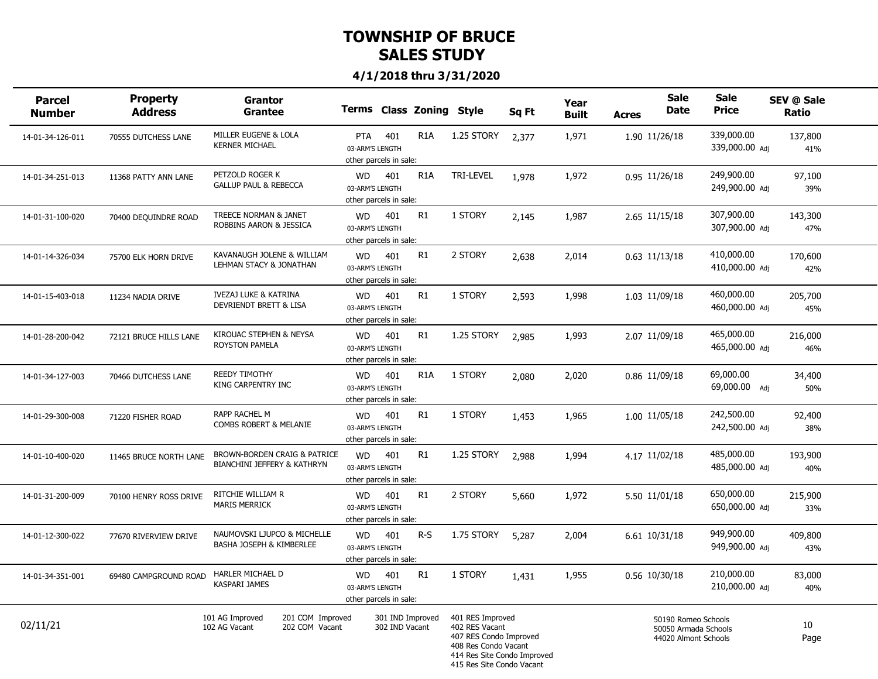# TOWNSHIP OF BRUCE
# SALES STUDY

### 4/1/2018 thru 3/31/2020

| Parcel Number | Property Address | Grantor / Grantee | Terms | Class | Zoning | Style | Sq Ft | Year Built | Acres | Sale Date | Sale Price | SEV @ Sale / Ratio |
|---|---|---|---|---|---|---|---|---|---|---|---|---|
| 14-01-34-126-011 | 70555 DUTCHESS LANE | MILLER EUGENE & LOLA / KERNER MICHAEL | PTA / 03-ARM'S LENGTH / other parcels in sale: | 401 | R1A | 1.25 STORY | 2,377 | 1,971 | 1.90 | 11/26/18 | 339,000.00 / 339,000.00 Adj | 137,800 / 41% |
| 14-01-34-251-013 | 11368 PATTY ANN LANE | PETZOLD ROGER K / GALLUP PAUL & REBECCA | WD / 03-ARM'S LENGTH / other parcels in sale: | 401 | R1A | TRI-LEVEL | 1,978 | 1,972 | 0.95 | 11/26/18 | 249,900.00 / 249,900.00 Adj | 97,100 / 39% |
| 14-01-31-100-020 | 70400 DEQUINDRE ROAD | TREECE NORMAN & JANET / ROBBINS AARON & JESSICA | WD / 03-ARM'S LENGTH / other parcels in sale: | 401 | R1 | 1 STORY | 2,145 | 1,987 | 2.65 | 11/15/18 | 307,900.00 / 307,900.00 Adj | 143,300 / 47% |
| 14-01-14-326-034 | 75700 ELK HORN DRIVE | KAVANAUGH JOLENE & WILLIAM / LEHMAN STACY & JONATHAN | WD / 03-ARM'S LENGTH / other parcels in sale: | 401 | R1 | 2 STORY | 2,638 | 2,014 | 0.63 | 11/13/18 | 410,000.00 / 410,000.00 Adj | 170,600 / 42% |
| 14-01-15-403-018 | 11234 NADIA DRIVE | IVEZAJ LUKE & KATRINA / DEVRIENDT BRETT & LISA | WD / 03-ARM'S LENGTH / other parcels in sale: | 401 | R1 | 1 STORY | 2,593 | 1,998 | 1.03 | 11/09/18 | 460,000.00 / 460,000.00 Adj | 205,700 / 45% |
| 14-01-28-200-042 | 72121 BRUCE HILLS LANE | KIROUAC STEPHEN & NEYSA / ROYSTON PAMELA | WD / 03-ARM'S LENGTH / other parcels in sale: | 401 | R1 | 1.25 STORY | 2,985 | 1,993 | 2.07 | 11/09/18 | 465,000.00 / 465,000.00 Adj | 216,000 / 46% |
| 14-01-34-127-003 | 70466 DUTCHESS LANE | REEDY TIMOTHY / KING CARPENTRY INC | WD / 03-ARM'S LENGTH / other parcels in sale: | 401 | R1A | 1 STORY | 2,080 | 2,020 | 0.86 | 11/09/18 | 69,000.00 / 69,000.00 Adj | 34,400 / 50% |
| 14-01-29-300-008 | 71220 FISHER ROAD | RAPP RACHEL M / COMBS ROBERT & MELANIE | WD / 03-ARM'S LENGTH / other parcels in sale: | 401 | R1 | 1 STORY | 1,453 | 1,965 | 1.00 | 11/05/18 | 242,500.00 / 242,500.00 Adj | 92,400 / 38% |
| 14-01-10-400-020 | 11465 BRUCE NORTH LANE | BROWN-BORDEN CRAIG & PATRICE / BIANCHINI JEFFERY & KATHRYN | WD / 03-ARM'S LENGTH / other parcels in sale: | 401 | R1 | 1.25 STORY | 2,988 | 1,994 | 4.17 | 11/02/18 | 485,000.00 / 485,000.00 Adj | 193,900 / 40% |
| 14-01-31-200-009 | 70100 HENRY ROSS DRIVE | RITCHIE WILLIAM R / MARIS MERRICK | WD / 03-ARM'S LENGTH / other parcels in sale: | 401 | R1 | 2 STORY | 5,660 | 1,972 | 5.50 | 11/01/18 | 650,000.00 / 650,000.00 Adj | 215,900 / 33% |
| 14-01-12-300-022 | 77670 RIVERVIEW DRIVE | NAUMOVSKI LJUPCO & MICHELLE / BASHA JOSEPH & KIMBERLEE | WD / 03-ARM'S LENGTH / other parcels in sale: | 401 | R-S | 1.75 STORY | 5,287 | 2,004 | 6.61 | 10/31/18 | 949,900.00 / 949,900.00 Adj | 409,800 / 43% |
| 14-01-34-351-001 | 69480 CAMPGROUND ROAD | HARLER MICHAEL D / KASPARI JAMES | WD / 03-ARM'S LENGTH / other parcels in sale: | 401 | R1 | 1 STORY | 1,431 | 1,955 | 0.56 | 10/30/18 | 210,000.00 / 210,000.00 Adj | 83,000 / 40% |

02/11/21

101 AG Improved
102 AG Vacant
201 COM Improved
202 COM Vacant
301 IND Improved
302 IND Vacant
401 RES Improved
402 RES Vacant
407 RES Condo Improved
408 Res Condo Vacant
414 Res Site Condo Improved
415 Res Site Condo Vacant

50190 Romeo Schools
50050 Armada Schools
44020 Almont Schools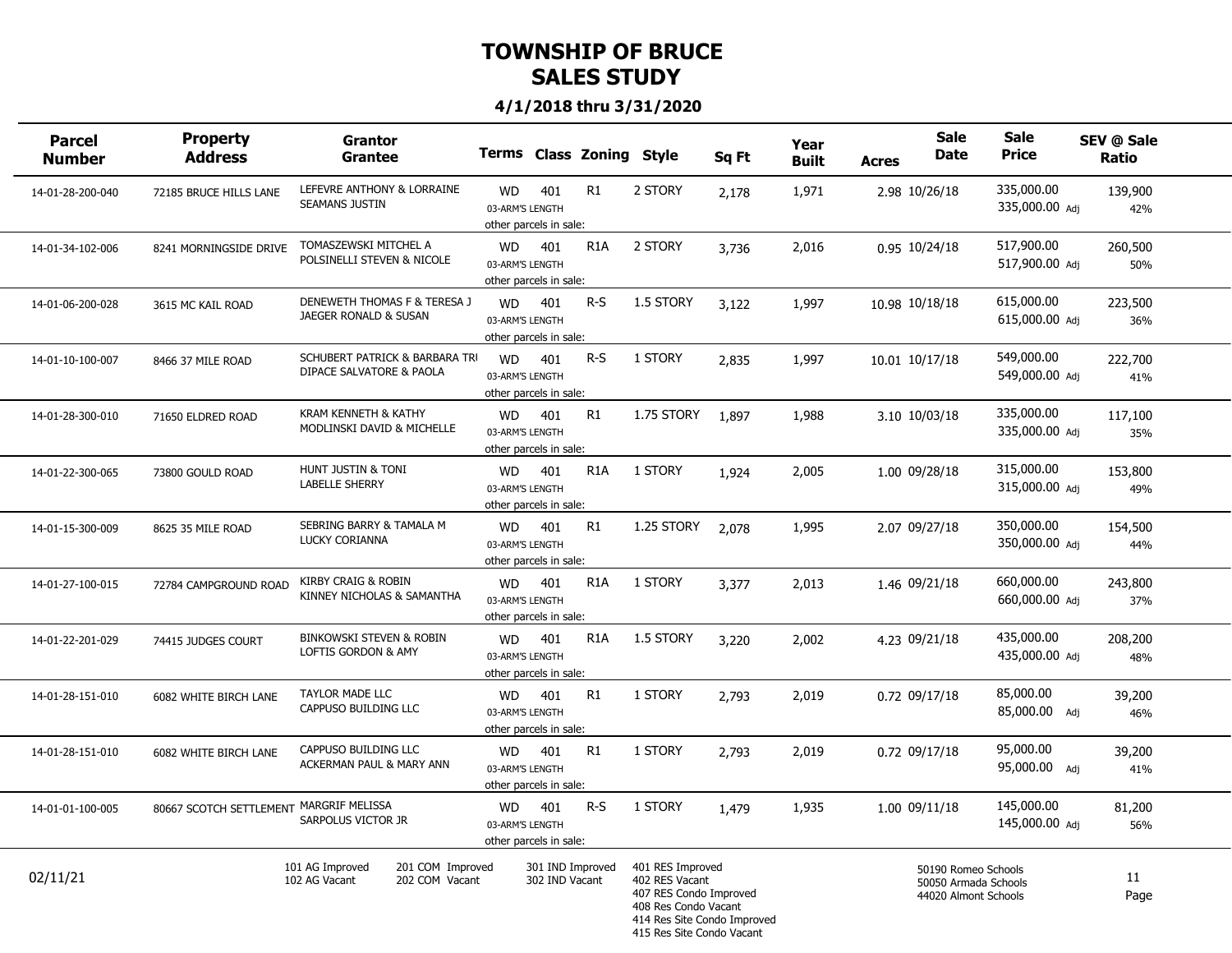# TOWNSHIP OF BRUCE
## SALES STUDY

### 4/1/2018 thru 3/31/2020

| Parcel Number | Property Address | Grantor / Grantee | Terms | Class | Zoning | Style | Sq Ft | Year Built | Acres | Sale Date | Sale Price | SEV @ Sale / Ratio |
|---|---|---|---|---|---|---|---|---|---|---|---|---|
| 14-01-28-200-040 | 72185 BRUCE HILLS LANE | LEFEVRE ANTHONY & LORRAINE / SEAMANS JUSTIN | WD / 03-ARM'S LENGTH / other parcels in sale: | 401 | R1 | 2 STORY | 2,178 | 1,971 | 2.98 | 10/26/18 | 335,000.00 / 335,000.00 Adj | 139,900 / 42% |
| 14-01-34-102-006 | 8241 MORNINGSIDE DRIVE | TOMASZEWSKI MITCHEL A / POLSINELLI STEVEN & NICOLE | WD / 03-ARM'S LENGTH / other parcels in sale: | 401 | R1A | 2 STORY | 3,736 | 2,016 | 0.95 | 10/24/18 | 517,900.00 / 517,900.00 Adj | 260,500 / 50% |
| 14-01-06-200-028 | 3615 MC KAIL ROAD | DENEWETH THOMAS F & TERESA J / JAEGER RONALD & SUSAN | WD / 03-ARM'S LENGTH / other parcels in sale: | 401 | R-S | 1.5 STORY | 3,122 | 1,997 | 10.98 | 10/18/18 | 615,000.00 / 615,000.00 Adj | 223,500 / 36% |
| 14-01-10-100-007 | 8466 37 MILE ROAD | SCHUBERT PATRICK & BARBARA TRI / DIPACE SALVATORE & PAOLA | WD / 03-ARM'S LENGTH / other parcels in sale: | 401 | R-S | 1 STORY | 2,835 | 1,997 | 10.01 | 10/17/18 | 549,000.00 / 549,000.00 Adj | 222,700 / 41% |
| 14-01-28-300-010 | 71650 ELDRED ROAD | KRAM KENNETH & KATHY / MODLINSKI DAVID & MICHELLE | WD / 03-ARM'S LENGTH / other parcels in sale: | 401 | R1 | 1.75 STORY | 1,897 | 1,988 | 3.10 | 10/03/18 | 335,000.00 / 335,000.00 Adj | 117,100 / 35% |
| 14-01-22-300-065 | 73800 GOULD ROAD | HUNT JUSTIN & TONI / LABELLE SHERRY | WD / 03-ARM'S LENGTH / other parcels in sale: | 401 | R1A | 1 STORY | 1,924 | 2,005 | 1.00 | 09/28/18 | 315,000.00 / 315,000.00 Adj | 153,800 / 49% |
| 14-01-15-300-009 | 8625 35 MILE ROAD | SEBRING BARRY & TAMALA M / LUCKY CORIANNA | WD / 03-ARM'S LENGTH / other parcels in sale: | 401 | R1 | 1.25 STORY | 2,078 | 1,995 | 2.07 | 09/27/18 | 350,000.00 / 350,000.00 Adj | 154,500 / 44% |
| 14-01-27-100-015 | 72784 CAMPGROUND ROAD | KIRBY CRAIG & ROBIN / KINNEY NICHOLAS & SAMANTHA | WD / 03-ARM'S LENGTH / other parcels in sale: | 401 | R1A | 1 STORY | 3,377 | 2,013 | 1.46 | 09/21/18 | 660,000.00 / 660,000.00 Adj | 243,800 / 37% |
| 14-01-22-201-029 | 74415 JUDGES COURT | BINKOWSKI STEVEN & ROBIN / LOFTIS GORDON & AMY | WD / 03-ARM'S LENGTH / other parcels in sale: | 401 | R1A | 1.5 STORY | 3,220 | 2,002 | 4.23 | 09/21/18 | 435,000.00 / 435,000.00 Adj | 208,200 / 48% |
| 14-01-28-151-010 | 6082 WHITE BIRCH LANE | TAYLOR MADE LLC / CAPPUSO BUILDING LLC | WD / 03-ARM'S LENGTH / other parcels in sale: | 401 | R1 | 1 STORY | 2,793 | 2,019 | 0.72 | 09/17/18 | 85,000.00 / 85,000.00 Adj | 39,200 / 46% |
| 14-01-28-151-010 | 6082 WHITE BIRCH LANE | CAPPUSO BUILDING LLC / ACKERMAN PAUL & MARY ANN | WD / 03-ARM'S LENGTH / other parcels in sale: | 401 | R1 | 1 STORY | 2,793 | 2,019 | 0.72 | 09/17/18 | 95,000.00 / 95,000.00 Adj | 39,200 / 41% |
| 14-01-01-100-005 | 80667 SCOTCH SETTLEMENT | MARGRIF MELISSA / SARPOLUS VICTOR JR | WD / 03-ARM'S LENGTH / other parcels in sale: | 401 | R-S | 1 STORY | 1,479 | 1,935 | 1.00 | 09/11/18 | 145,000.00 / 145,000.00 Adj | 81,200 / 56% |

02/11/21

101 AG Improved, 102 AG Vacant, 201 COM Improved, 202 COM Vacant, 301 IND Improved, 302 IND Vacant, 401 RES Improved, 402 RES Vacant, 407 RES Condo Improved, 408 Res Condo Vacant, 414 Res Site Condo Improved, 415 Res Site Condo Vacant

50190 Romeo Schools, 50050 Armada Schools, 44020 Almont Schools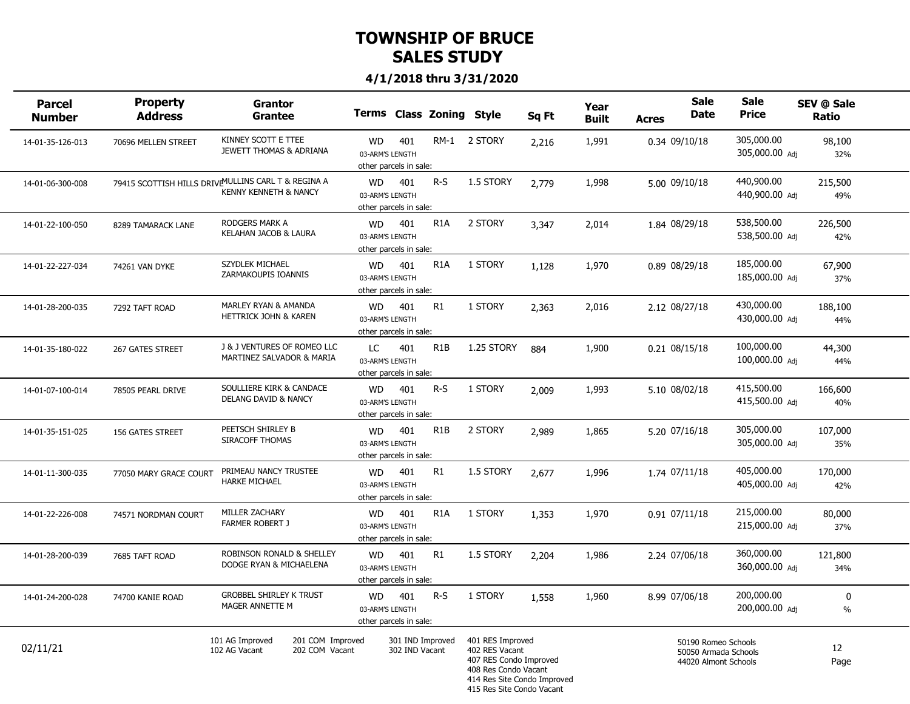# TOWNSHIP OF BRUCE
## SALES STUDY
### 4/1/2018 thru 3/31/2020

| Parcel Number | Property Address | Grantor / Grantee | Terms | Class | Zoning | Style | Sq Ft | Year Built | Acres | Sale Date | Sale Price | SEV @ Sale / Ratio |
|---|---|---|---|---|---|---|---|---|---|---|---|---|
| 14-01-35-126-013 | 70696 MELLEN STREET | KINNEY SCOTT E TTEE / JEWETT THOMAS & ADRIANA | WD 03-ARM'S LENGTH other parcels in sale: | 401 | RM-1 | 2 STORY | 2,216 | 1,991 | 0.34 | 09/10/18 | 305,000.00 / 305,000.00 Adj | 98,100 / 32% |
| 14-01-06-300-008 | 79415 SCOTTISH HILLS DRIVE | MULLINS CARL T & REGINA A / KENNY KENNETH & NANCY | WD 03-ARM'S LENGTH other parcels in sale: | 401 | R-S | 1.5 STORY | 2,779 | 1,998 | 5.00 | 09/10/18 | 440,900.00 / 440,900.00 Adj | 215,500 / 49% |
| 14-01-22-100-050 | 8289 TAMARACK LANE | RODGERS MARK A / KELAHAN JACOB & LAURA | WD 03-ARM'S LENGTH other parcels in sale: | 401 | R1A | 2 STORY | 3,347 | 2,014 | 1.84 | 08/29/18 | 538,500.00 / 538,500.00 Adj | 226,500 / 42% |
| 14-01-22-227-034 | 74261 VAN DYKE | SZYDLEK MICHAEL / ZARMAKOUPIS IOANNIS | WD 03-ARM'S LENGTH other parcels in sale: | 401 | R1A | 1 STORY | 1,128 | 1,970 | 0.89 | 08/29/18 | 185,000.00 / 185,000.00 Adj | 67,900 / 37% |
| 14-01-28-200-035 | 7292 TAFT ROAD | MARLEY RYAN & AMANDA / HETTRICK JOHN & KAREN | WD 03-ARM'S LENGTH other parcels in sale: | 401 | R1 | 1 STORY | 2,363 | 2,016 | 2.12 | 08/27/18 | 430,000.00 / 430,000.00 Adj | 188,100 / 44% |
| 14-01-35-180-022 | 267 GATES STREET | J & J VENTURES OF ROMEO LLC / MARTINEZ SALVADOR & MARIA | LC 03-ARM'S LENGTH other parcels in sale: | 401 | R1B | 1.25 STORY | 884 | 1,900 | 0.21 | 08/15/18 | 100,000.00 / 100,000.00 Adj | 44,300 / 44% |
| 14-01-07-100-014 | 78505 PEARL DRIVE | SOULLIERE KIRK & CANDACE / DELANG DAVID & NANCY | WD 03-ARM'S LENGTH other parcels in sale: | 401 | R-S | 1 STORY | 2,009 | 1,993 | 5.10 | 08/02/18 | 415,500.00 / 415,500.00 Adj | 166,600 / 40% |
| 14-01-35-151-025 | 156 GATES STREET | PEETSCH SHIRLEY B / SIRACOFF THOMAS | WD 03-ARM'S LENGTH other parcels in sale: | 401 | R1B | 2 STORY | 2,989 | 1,865 | 5.20 | 07/16/18 | 305,000.00 / 305,000.00 Adj | 107,000 / 35% |
| 14-01-11-300-035 | 77050 MARY GRACE COURT | PRIMEAU NANCY TRUSTEE / HARKE MICHAEL | WD 03-ARM'S LENGTH other parcels in sale: | 401 | R1 | 1.5 STORY | 2,677 | 1,996 | 1.74 | 07/11/18 | 405,000.00 / 405,000.00 Adj | 170,000 / 42% |
| 14-01-22-226-008 | 74571 NORDMAN COURT | MILLER ZACHARY / FARMER ROBERT J | WD 03-ARM'S LENGTH other parcels in sale: | 401 | R1A | 1 STORY | 1,353 | 1,970 | 0.91 | 07/11/18 | 215,000.00 / 215,000.00 Adj | 80,000 / 37% |
| 14-01-28-200-039 | 7685 TAFT ROAD | ROBINSON RONALD & SHELLEY / DODGE RYAN & MICHAELENA | WD 03-ARM'S LENGTH other parcels in sale: | 401 | R1 | 1.5 STORY | 2,204 | 1,986 | 2.24 | 07/06/18 | 360,000.00 / 360,000.00 Adj | 121,800 / 34% |
| 14-01-24-200-028 | 74700 KANIE ROAD | GROBBEL SHIRLEY K TRUST / MAGER ANNETTE M | WD 03-ARM'S LENGTH other parcels in sale: | 401 | R-S | 1 STORY | 1,558 | 1,960 | 8.99 | 07/06/18 | 200,000.00 / 200,000.00 Adj | 0 / % |

02/11/21

101 AG Improved, 102 AG Vacant, 201 COM Improved, 202 COM Vacant, 301 IND Improved, 302 IND Vacant, 401 RES Improved, 402 RES Vacant, 407 RES Condo Improved, 408 Res Condo Vacant, 414 Res Site Condo Improved, 415 Res Site Condo Vacant

50190 Romeo Schools, 50050 Armada Schools, 44020 Almont Schools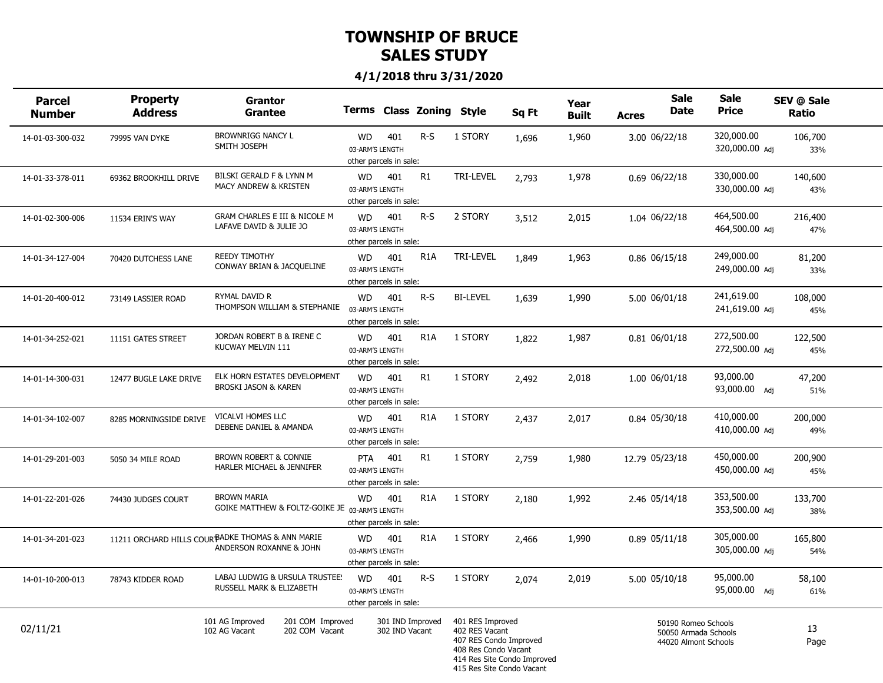# TOWNSHIP OF BRUCE
# SALES STUDY

**4/1/2018 thru 3/31/2020**

| Parcel Number | Property Address | Grantor / Grantee | Terms | Class | Zoning | Style | Sq Ft | Year Built | Acres | Sale Date | Sale Price | SEV @ Sale / Ratio |
|---|---|---|---|---|---|---|---|---|---|---|---|---|
| 14-01-03-300-032 | 79995 VAN DYKE | BROWNRIGG NANCY L / SMITH JOSEPH | WD 03-ARM'S LENGTH other parcels in sale: | 401 | R-S | 1 STORY | 1,696 | 1,960 | 3.00 | 06/22/18 | 320,000.00 / 320,000.00 Adj | 106,700 / 33% |
| 14-01-33-378-011 | 69362 BROOKHILL DRIVE | BILSKI GERALD F & LYNN M / MACY ANDREW & KRISTEN | WD 03-ARM'S LENGTH other parcels in sale: | 401 | R1 | TRI-LEVEL | 2,793 | 1,978 | 0.69 | 06/22/18 | 330,000.00 / 330,000.00 Adj | 140,600 / 43% |
| 14-01-02-300-006 | 11534 ERIN'S WAY | GRAM CHARLES E III & NICOLE M / LAFAVE DAVID & JULIE JO | WD 03-ARM'S LENGTH other parcels in sale: | 401 | R-S | 2 STORY | 3,512 | 2,015 | 1.04 | 06/22/18 | 464,500.00 / 464,500.00 Adj | 216,400 / 47% |
| 14-01-34-127-004 | 70420 DUTCHESS LANE | REEDY TIMOTHY / CONWAY BRIAN & JACQUELINE | WD 03-ARM'S LENGTH other parcels in sale: | 401 | R1A | TRI-LEVEL | 1,849 | 1,963 | 0.86 | 06/15/18 | 249,000.00 / 249,000.00 Adj | 81,200 / 33% |
| 14-01-20-400-012 | 73149 LASSIER ROAD | RYMAL DAVID R / THOMPSON WILLIAM & STEPHANIE | WD 03-ARM'S LENGTH other parcels in sale: | 401 | R-S | BI-LEVEL | 1,639 | 1,990 | 5.00 | 06/01/18 | 241,619.00 / 241,619.00 Adj | 108,000 / 45% |
| 14-01-34-252-021 | 11151 GATES STREET | JORDAN ROBERT B & IRENE C / KUCWAY MELVIN 111 | WD 03-ARM'S LENGTH other parcels in sale: | 401 | R1A | 1 STORY | 1,822 | 1,987 | 0.81 | 06/01/18 | 272,500.00 / 272,500.00 Adj | 122,500 / 45% |
| 14-01-14-300-031 | 12477 BUGLE LAKE DRIVE | ELK HORN ESTATES DEVELOPMENT / BROSKI JASON & KAREN | WD 03-ARM'S LENGTH other parcels in sale: | 401 | R1 | 1 STORY | 2,492 | 2,018 | 1.00 | 06/01/18 | 93,000.00 / 93,000.00 Adj | 47,200 / 51% |
| 14-01-34-102-007 | 8285 MORNINGSIDE DRIVE | VICALVI HOMES LLC / DEBENE DANIEL & AMANDA | WD 03-ARM'S LENGTH other parcels in sale: | 401 | R1A | 1 STORY | 2,437 | 2,017 | 0.84 | 05/30/18 | 410,000.00 / 410,000.00 Adj | 200,000 / 49% |
| 14-01-29-201-003 | 5050 34 MILE ROAD | BROWN ROBERT & CONNIE / HARLER MICHAEL & JENNIFER | PTA 03-ARM'S LENGTH other parcels in sale: | 401 | R1 | 1 STORY | 2,759 | 1,980 | 12.79 | 05/23/18 | 450,000.00 / 450,000.00 Adj | 200,900 / 45% |
| 14-01-22-201-026 | 74430 JUDGES COURT | BROWN MARIA / GOIKE MATTHEW & FOLTZ-GOIKE JE | WD 03-ARM'S LENGTH other parcels in sale: | 401 | R1A | 1 STORY | 2,180 | 1,992 | 2.46 | 05/14/18 | 353,500.00 / 353,500.00 Adj | 133,700 / 38% |
| 14-01-34-201-023 | 11211 ORCHARD HILLS COURT | RADKE THOMAS & ANN MARIE / ANDERSON ROXANNE & JOHN | WD 03-ARM'S LENGTH other parcels in sale: | 401 | R1A | 1 STORY | 2,466 | 1,990 | 0.89 | 05/11/18 | 305,000.00 / 305,000.00 Adj | 165,800 / 54% |
| 14-01-10-200-013 | 78743 KIDDER ROAD | LABAJ LUDWIG & URSULA TRUSTEES / RUSSELL MARK & ELIZABETH | WD 03-ARM'S LENGTH other parcels in sale: | 401 | R-S | 1 STORY | 2,074 | 2,019 | 5.00 | 05/10/18 | 95,000.00 / 95,000.00 Adj | 58,100 / 61% |

02/11/21

101 AG Improved
102 AG Vacant
201 COM Improved
202 COM Vacant
301 IND Improved
302 IND Vacant
401 RES Improved
402 RES Vacant
407 RES Condo Improved
408 Res Condo Vacant
414 Res Site Condo Improved
415 Res Site Condo Vacant

50190 Romeo Schools
50050 Armada Schools
44020 Almont Schools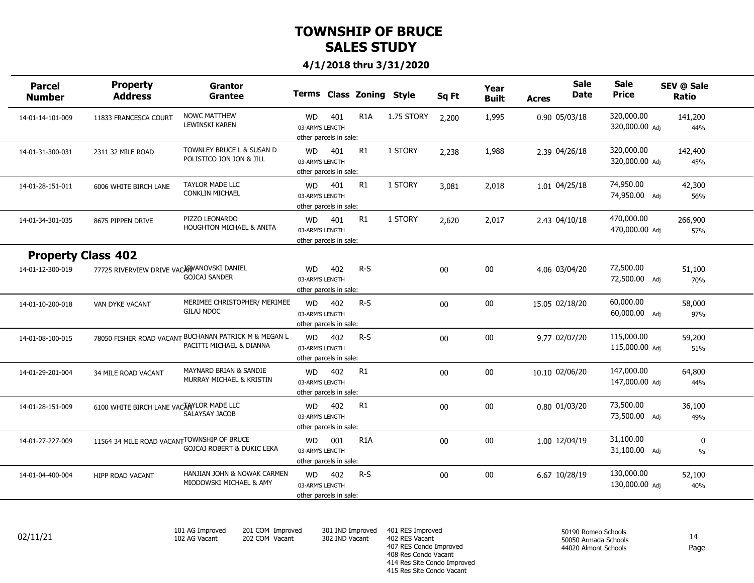# TOWNSHIP OF BRUCE
# SALES STUDY

**4/1/2018 thru 3/31/2020**

| Parcel Number | Property Address | Grantor / Grantee | Terms | Class | Zoning | Style | Sq Ft | Year Built | Acres | Sale Date | Sale Price | SEV @ Sale / Ratio |
|---|---|---|---|---|---|---|---|---|---|---|---|---|
| 14-01-14-101-009 | 11833 FRANCESCA COURT | NOWC MATTHEW / LEWINSKI KAREN | WD 03-ARM'S LENGTH other parcels in sale: | 401 | R1A | 1.75 STORY | 2,200 | 1,995 | 0.90 | 05/03/18 | 320,000.00 / 320,000.00 Adj | 141,200 / 44% |
| 14-01-31-300-031 | 2311 32 MILE ROAD | TOWNLEY BRUCE L & SUSAN D / POLISTICO JON JON & JILL | WD 03-ARM'S LENGTH other parcels in sale: | 401 | R1 | 1 STORY | 2,238 | 1,988 | 2.39 | 04/26/18 | 320,000.00 / 320,000.00 Adj | 142,400 / 45% |
| 14-01-28-151-011 | 6006 WHITE BIRCH LANE | TAYLOR MADE LLC / CONKLIN MICHAEL | WD 03-ARM'S LENGTH other parcels in sale: | 401 | R1 | 1 STORY | 3,081 | 2,018 | 1.01 | 04/25/18 | 74,950.00 / 74,950.00 Adj | 42,300 / 56% |
| 14-01-34-301-035 | 8675 PIPPEN DRIVE | PIZZO LEONARDO / HOUGHTON MICHAEL & ANITA | WD 03-ARM'S LENGTH other parcels in sale: | 401 | R1 | 1 STORY | 2,620 | 2,017 | 2.43 | 04/10/18 | 470,000.00 / 470,000.00 Adj | 266,900 / 57% |
| **Property Class 402** | | | | | | | | | | | | |
| 14-01-12-300-019 | 77725 RIVERVIEW DRIVE VACANT | JOVANOVSKI DANIEL / GOJCAJ SANDER | WD 03-ARM'S LENGTH other parcels in sale: | 402 | R-S | | 00 | 00 | 4.06 | 03/04/20 | 72,500.00 / 72,500.00 Adj | 51,100 / 70% |
| 14-01-10-200-018 | VAN DYKE VACANT | MERIMEE CHRISTOPHER/ MERIMEE / GILAJ NDOC | WD 03-ARM'S LENGTH other parcels in sale: | 402 | R-S | | 00 | 00 | 15.05 | 02/18/20 | 60,000.00 / 60,000.00 Adj | 58,000 / 97% |
| 14-01-08-100-015 | 78050 FISHER ROAD VACANT | BUCHANAN PATRICK M & MEGAN L / PACITTI MICHAEL & DIANNA | WD 03-ARM'S LENGTH other parcels in sale: | 402 | R-S | | 00 | 00 | 9.77 | 02/07/20 | 115,000.00 / 115,000.00 Adj | 59,200 / 51% |
| 14-01-29-201-004 | 34 MILE ROAD VACANT | MAYNARD BRIAN & SANDIE / MURRAY MICHAEL & KRISTIN | WD 03-ARM'S LENGTH other parcels in sale: | 402 | R1 | | 00 | 00 | 10.10 | 02/06/20 | 147,000.00 / 147,000.00 Adj | 64,800 / 44% |
| 14-01-28-151-009 | 6100 WHITE BIRCH LANE VACANT | TAYLOR MADE LLC / SALAYSAY JACOB | WD 03-ARM'S LENGTH other parcels in sale: | 402 | R1 | | 00 | 00 | 0.80 | 01/03/20 | 73,500.00 / 73,500.00 Adj | 36,100 / 49% |
| 14-01-27-227-009 | 11564 34 MILE ROAD VACANT | TOWNSHIP OF BRUCE / GOJCAJ ROBERT & DUKIC LEKA | WD 03-ARM'S LENGTH other parcels in sale: | 001 | R1A | | 00 | 00 | 1.00 | 12/04/19 | 31,100.00 / 31,100.00 Adj | 0 / % |
| 14-01-04-400-004 | HIPP ROAD VACANT | HANJIAN JOHN & NOWAK CARMEN / MIODOWSKI MICHAEL & AMY | WD 03-ARM'S LENGTH other parcels in sale: | 402 | R-S | | 00 | 00 | 6.67 | 10/28/19 | 130,000.00 / 130,000.00 Adj | 52,100 / 40% |

02/11/21

101 AG Improved
102 AG Vacant
201 COM Improved
202 COM Vacant
301 IND Improved
302 IND Vacant
401 RES Improved
402 RES Vacant
407 RES Condo Improved
408 Res Condo Vacant
414 Res Site Condo Improved
415 Res Site Condo Vacant

50190 Romeo Schools
50050 Armada Schools
44020 Almont Schools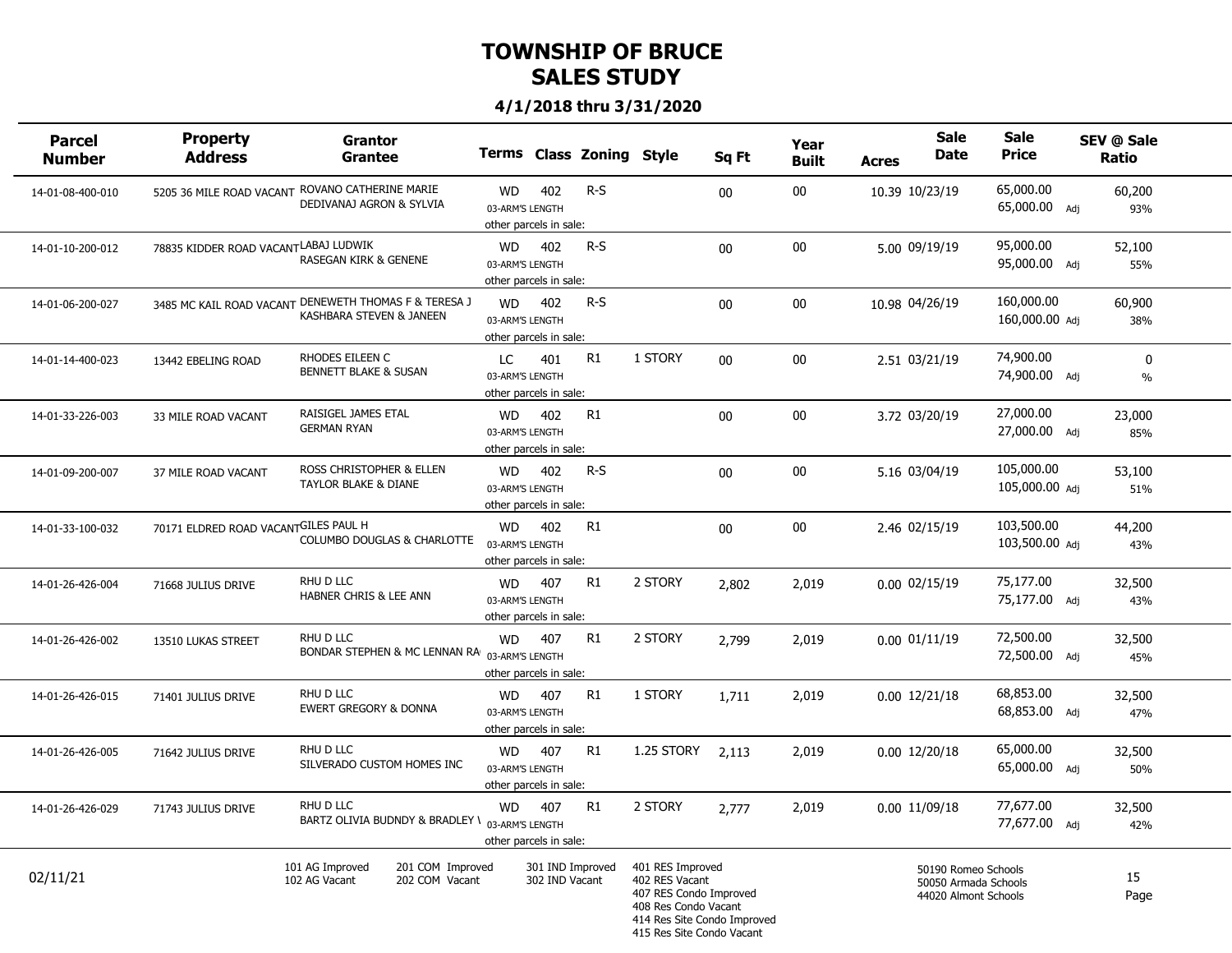# TOWNSHIP OF BRUCE
## SALES STUDY

### 4/1/2018 thru 3/31/2020

| Parcel Number | Property Address | Grantor / Grantee | Terms | Class | Zoning | Style | Sq Ft | Year Built | Acres | Sale Date | Sale Price | SEV @ Sale / Ratio |
|---|---|---|---|---|---|---|---|---|---|---|---|---|
| 14-01-08-400-010 | 5205 36 MILE ROAD VACANT | ROVANO CATHERINE MARIE / DEDIVANAJ AGRON & SYLVIA | WD / 03-ARM'S LENGTH / other parcels in sale: | 402 | R-S | | 00 | 00 | 10.39 | 10/23/19 | 65,000.00 / 65,000.00 Adj | 60,200 / 93% |
| 14-01-10-200-012 | 78835 KIDDER ROAD VACANT | LABAJ LUDWIK / RASEGAN KIRK & GENENE | WD / 03-ARM'S LENGTH / other parcels in sale: | 402 | R-S | | 00 | 00 | 5.00 | 09/19/19 | 95,000.00 / 95,000.00 Adj | 52,100 / 55% |
| 14-01-06-200-027 | 3485 MC KAIL ROAD VACANT | DENEWETH THOMAS F & TERESA J / KASHBARA STEVEN & JANEEN | WD / 03-ARM'S LENGTH / other parcels in sale: | 402 | R-S | | 00 | 00 | 10.98 | 04/26/19 | 160,000.00 / 160,000.00 Adj | 60,900 / 38% |
| 14-01-14-400-023 | 13442 EBELING ROAD | RHODES EILEEN C / BENNETT BLAKE & SUSAN | LC / 03-ARM'S LENGTH / other parcels in sale: | 401 | R1 | 1 STORY | 00 | 00 | 2.51 | 03/21/19 | 74,900.00 / 74,900.00 Adj | 0 / % |
| 14-01-33-226-003 | 33 MILE ROAD VACANT | RAISIGEL JAMES ETAL / GERMAN RYAN | WD / 03-ARM'S LENGTH / other parcels in sale: | 402 | R1 | | 00 | 00 | 3.72 | 03/20/19 | 27,000.00 / 27,000.00 Adj | 23,000 / 85% |
| 14-01-09-200-007 | 37 MILE ROAD VACANT | ROSS CHRISTOPHER & ELLEN / TAYLOR BLAKE & DIANE | WD / 03-ARM'S LENGTH / other parcels in sale: | 402 | R-S | | 00 | 00 | 5.16 | 03/04/19 | 105,000.00 / 105,000.00 Adj | 53,100 / 51% |
| 14-01-33-100-032 | 70171 ELDRED ROAD VACANT | GILES PAUL H / COLUMBO DOUGLAS & CHARLOTTE | WD / 03-ARM'S LENGTH / other parcels in sale: | 402 | R1 | | 00 | 00 | 2.46 | 02/15/19 | 103,500.00 / 103,500.00 Adj | 44,200 / 43% |
| 14-01-26-426-004 | 71668 JULIUS DRIVE | RHU D LLC / HABNER CHRIS & LEE ANN | WD / 03-ARM'S LENGTH / other parcels in sale: | 407 | R1 | 2 STORY | 2,802 | 2,019 | 0.00 | 02/15/19 | 75,177.00 / 75,177.00 Adj | 32,500 / 43% |
| 14-01-26-426-002 | 13510 LUKAS STREET | RHU D LLC / BONDAR STEPHEN & MC LENNAN RA | WD / 03-ARM'S LENGTH / other parcels in sale: | 407 | R1 | 2 STORY | 2,799 | 2,019 | 0.00 | 01/11/19 | 72,500.00 / 72,500.00 Adj | 32,500 / 45% |
| 14-01-26-426-015 | 71401 JULIUS DRIVE | RHU D LLC / EWERT GREGORY & DONNA | WD / 03-ARM'S LENGTH / other parcels in sale: | 407 | R1 | 1 STORY | 1,711 | 2,019 | 0.00 | 12/21/18 | 68,853.00 / 68,853.00 Adj | 32,500 / 47% |
| 14-01-26-426-005 | 71642 JULIUS DRIVE | RHU D LLC / SILVERADO CUSTOM HOMES INC | WD / 03-ARM'S LENGTH / other parcels in sale: | 407 | R1 | 1.25 STORY | 2,113 | 2,019 | 0.00 | 12/20/18 | 65,000.00 / 65,000.00 Adj | 32,500 / 50% |
| 14-01-26-426-029 | 71743 JULIUS DRIVE | RHU D LLC / BARTZ OLIVIA BUDNDY & BRADLEY \ | WD / 03-ARM'S LENGTH / other parcels in sale: | 407 | R1 | 2 STORY | 2,777 | 2,019 | 0.00 | 11/09/18 | 77,677.00 / 77,677.00 Adj | 32,500 / 42% |

02/11/21

101 AG Improved
102 AG Vacant
201 COM Improved
202 COM Vacant
301 IND Improved
302 IND Vacant
401 RES Improved
402 RES Vacant
407 RES Condo Improved
408 Res Condo Vacant
414 Res Site Condo Improved
415 Res Site Condo Vacant

50190 Romeo Schools
50050 Armada Schools
44020 Almont Schools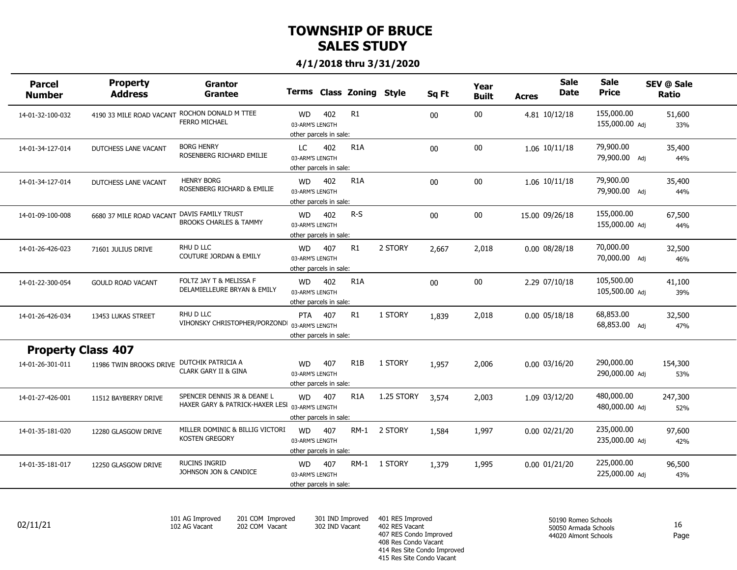# TOWNSHIP OF BRUCE
# SALES STUDY

**4/1/2018 thru 3/31/2020**

| Parcel Number | Property Address | Grantor / Grantee | Terms | Class | Zoning | Style | Sq Ft | Year Built | Acres | Sale Date | Sale Price | SEV @ Sale / Ratio |
|---|---|---|---|---|---|---|---|---|---|---|---|---|
| 14-01-32-100-032 | 4190 33 MILE ROAD VACANT | ROCHON DONALD M TTEE / FERRO MICHAEL | WD / 03-ARM'S LENGTH / other parcels in sale: | 402 | R1 | | 00 | 00 | 4.81 | 10/12/18 | 155,000.00 / 155,000.00 Adj | 51,600 / 33% |
| 14-01-34-127-014 | DUTCHESS LANE VACANT | BORG HENRY / ROSENBERG RICHARD EMILIE | LC / 03-ARM'S LENGTH / other parcels in sale: | 402 | R1A | | 00 | 00 | 1.06 | 10/11/18 | 79,900.00 / 79,900.00 Adj | 35,400 / 44% |
| 14-01-34-127-014 | DUTCHESS LANE VACANT | HENRY BORG / ROSENBERG RICHARD & EMILIE | WD / 03-ARM'S LENGTH / other parcels in sale: | 402 | R1A | | 00 | 00 | 1.06 | 10/11/18 | 79,900.00 / 79,900.00 Adj | 35,400 / 44% |
| 14-01-09-100-008 | 6680 37 MILE ROAD VACANT | DAVIS FAMILY TRUST / BROOKS CHARLES & TAMMY | WD / 03-ARM'S LENGTH / other parcels in sale: | 402 | R-S | | 00 | 00 | 15.00 | 09/26/18 | 155,000.00 / 155,000.00 Adj | 67,500 / 44% |
| 14-01-26-426-023 | 71601 JULIUS DRIVE | RHU D LLC / COUTURE JORDAN & EMILY | WD / 03-ARM'S LENGTH / other parcels in sale: | 407 | R1 | 2 STORY | 2,667 | 2,018 | 0.00 | 08/28/18 | 70,000.00 / 70,000.00 Adj | 32,500 / 46% |
| 14-01-22-300-054 | GOULD ROAD VACANT | FOLTZ JAY T & MELISSA F / DELAMIELLEURE BRYAN & EMILY | WD / 03-ARM'S LENGTH / other parcels in sale: | 402 | R1A | | 00 | 00 | 2.29 | 07/10/18 | 105,500.00 / 105,500.00 Adj | 41,100 / 39% |
| 14-01-26-426-034 | 13453 LUKAS STREET | RHU D LLC / VIHONSKY CHRISTOPHER/PORZONDI | PTA / 03-ARM'S LENGTH / other parcels in sale: | 407 | R1 | 1 STORY | 1,839 | 2,018 | 0.00 | 05/18/18 | 68,853.00 / 68,853.00 Adj | 32,500 / 47% |
| **Property Class 407** | | | | | | | | | | | | |
| 14-01-26-301-011 | 11986 TWIN BROOKS DRIVE | DUTCHIK PATRICIA A / CLARK GARY II & GINA | WD / 03-ARM'S LENGTH / other parcels in sale: | 407 | R1B | 1 STORY | 1,957 | 2,006 | 0.00 | 03/16/20 | 290,000.00 / 290,000.00 Adj | 154,300 / 53% |
| 14-01-27-426-001 | 11512 BAYBERRY DRIVE | SPENCER DENNIS JR & DEANE L / HAXER GARY & PATRICK-HAXER LESI | WD / 03-ARM'S LENGTH / other parcels in sale: | 407 | R1A | 1.25 STORY | 3,574 | 2,003 | 1.09 | 03/12/20 | 480,000.00 / 480,000.00 Adj | 247,300 / 52% |
| 14-01-35-181-020 | 12280 GLASGOW DRIVE | MILLER DOMINIC & BILLIG VICTORI / KOSTEN GREGORY | WD / 03-ARM'S LENGTH / other parcels in sale: | 407 | RM-1 | 2 STORY | 1,584 | 1,997 | 0.00 | 02/21/20 | 235,000.00 / 235,000.00 Adj | 97,600 / 42% |
| 14-01-35-181-017 | 12250 GLASGOW DRIVE | RUCINS INGRID / JOHNSON JON & CANDICE | WD / 03-ARM'S LENGTH / other parcels in sale: | 407 | RM-1 | 1 STORY | 1,379 | 1,995 | 0.00 | 01/21/20 | 225,000.00 / 225,000.00 Adj | 96,500 / 43% |

02/11/21

101 AG Improved
102 AG Vacant

201 COM Improved
202 COM Vacant

301 IND Improved
302 IND Vacant

401 RES Improved
402 RES Vacant
407 RES Condo Improved
408 Res Condo Vacant
414 Res Site Condo Improved
415 Res Site Condo Vacant

50190 Romeo Schools
50050 Armada Schools
44020 Almont Schools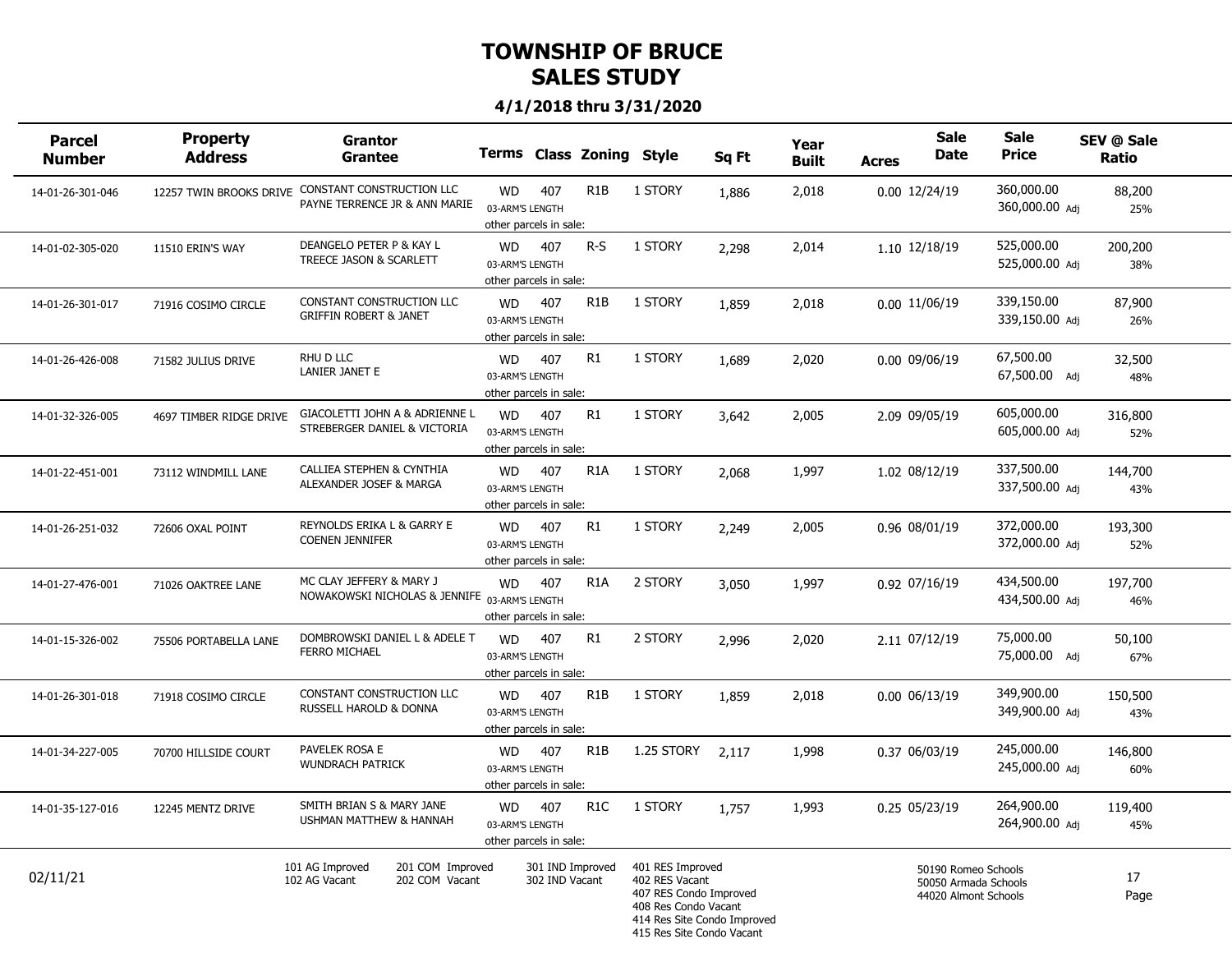# TOWNSHIP OF BRUCE
# SALES STUDY

**4/1/2018 thru 3/31/2020**

| Parcel Number | Property Address | Grantor / Grantee | Terms | Class | Zoning | Style | Sq Ft | Year Built | Acres | Sale Date | Sale Price | SEV @ Sale / Ratio |
|---|---|---|---|---|---|---|---|---|---|---|---|---|
| 14-01-26-301-046 | 12257 TWIN BROOKS DRIVE | CONSTANT CONSTRUCTION LLC / PAYNE TERRENCE JR & ANN MARIE | WD 03-ARM'S LENGTH other parcels in sale: | 407 | R1B | 1 STORY | 1,886 | 2,018 | 0.00 | 12/24/19 | 360,000.00 / 360,000.00 Adj | 88,200 / 25% |
| 14-01-02-305-020 | 11510 ERIN'S WAY | DEANGELO PETER P & KAY L / TREECE JASON & SCARLETT | WD 03-ARM'S LENGTH other parcels in sale: | 407 | R-S | 1 STORY | 2,298 | 2,014 | 1.10 | 12/18/19 | 525,000.00 / 525,000.00 Adj | 200,200 / 38% |
| 14-01-26-301-017 | 71916 COSIMO CIRCLE | CONSTANT CONSTRUCTION LLC / GRIFFIN ROBERT & JANET | WD 03-ARM'S LENGTH other parcels in sale: | 407 | R1B | 1 STORY | 1,859 | 2,018 | 0.00 | 11/06/19 | 339,150.00 / 339,150.00 Adj | 87,900 / 26% |
| 14-01-26-426-008 | 71582 JULIUS DRIVE | RHU D LLC / LANIER JANET E | WD 03-ARM'S LENGTH other parcels in sale: | 407 | R1 | 1 STORY | 1,689 | 2,020 | 0.00 | 09/06/19 | 67,500.00 / 67,500.00 Adj | 32,500 / 48% |
| 14-01-32-326-005 | 4697 TIMBER RIDGE DRIVE | GIACOLETTI JOHN A & ADRIENNE L / STREBERGER DANIEL & VICTORIA | WD 03-ARM'S LENGTH other parcels in sale: | 407 | R1 | 1 STORY | 3,642 | 2,005 | 2.09 | 09/05/19 | 605,000.00 / 605,000.00 Adj | 316,800 / 52% |
| 14-01-22-451-001 | 73112 WINDMILL LANE | CALLIEA STEPHEN & CYNTHIA / ALEXANDER JOSEF & MARGA | WD 03-ARM'S LENGTH other parcels in sale: | 407 | R1A | 1 STORY | 2,068 | 1,997 | 1.02 | 08/12/19 | 337,500.00 / 337,500.00 Adj | 144,700 / 43% |
| 14-01-26-251-032 | 72606 OXAL POINT | REYNOLDS ERIKA L & GARRY E / COENEN JENNIFER | WD 03-ARM'S LENGTH other parcels in sale: | 407 | R1 | 1 STORY | 2,249 | 2,005 | 0.96 | 08/01/19 | 372,000.00 / 372,000.00 Adj | 193,300 / 52% |
| 14-01-27-476-001 | 71026 OAKTREE LANE | MC CLAY JEFFERY & MARY J / NOWAKOWSKI NICHOLAS & JENNIFE | WD 03-ARM'S LENGTH other parcels in sale: | 407 | R1A | 2 STORY | 3,050 | 1,997 | 0.92 | 07/16/19 | 434,500.00 / 434,500.00 Adj | 197,700 / 46% |
| 14-01-15-326-002 | 75506 PORTABELLA LANE | DOMBROWSKI DANIEL L & ADELE T / FERRO MICHAEL | WD 03-ARM'S LENGTH other parcels in sale: | 407 | R1 | 2 STORY | 2,996 | 2,020 | 2.11 | 07/12/19 | 75,000.00 / 75,000.00 Adj | 50,100 / 67% |
| 14-01-26-301-018 | 71918 COSIMO CIRCLE | CONSTANT CONSTRUCTION LLC / RUSSELL HAROLD & DONNA | WD 03-ARM'S LENGTH other parcels in sale: | 407 | R1B | 1 STORY | 1,859 | 2,018 | 0.00 | 06/13/19 | 349,900.00 / 349,900.00 Adj | 150,500 / 43% |
| 14-01-34-227-005 | 70700 HILLSIDE COURT | PAVELEK ROSA E / WUNDRACH PATRICK | WD 03-ARM'S LENGTH other parcels in sale: | 407 | R1B | 1.25 STORY | 2,117 | 1,998 | 0.37 | 06/03/19 | 245,000.00 / 245,000.00 Adj | 146,800 / 60% |
| 14-01-35-127-016 | 12245 MENTZ DRIVE | SMITH BRIAN S & MARY JANE / USHMAN MATTHEW & HANNAH | WD 03-ARM'S LENGTH other parcels in sale: | 407 | R1C | 1 STORY | 1,757 | 1,993 | 0.25 | 05/23/19 | 264,900.00 / 264,900.00 Adj | 119,400 / 45% |

02/11/21

101 AG Improved
102 AG Vacant
201 COM Improved
202 COM Vacant
301 IND Improved
302 IND Vacant
401 RES Improved
402 RES Vacant
407 RES Condo Improved
408 Res Condo Vacant
414 Res Site Condo Improved
415 Res Site Condo Vacant

50190 Romeo Schools
50050 Armada Schools
44020 Almont Schools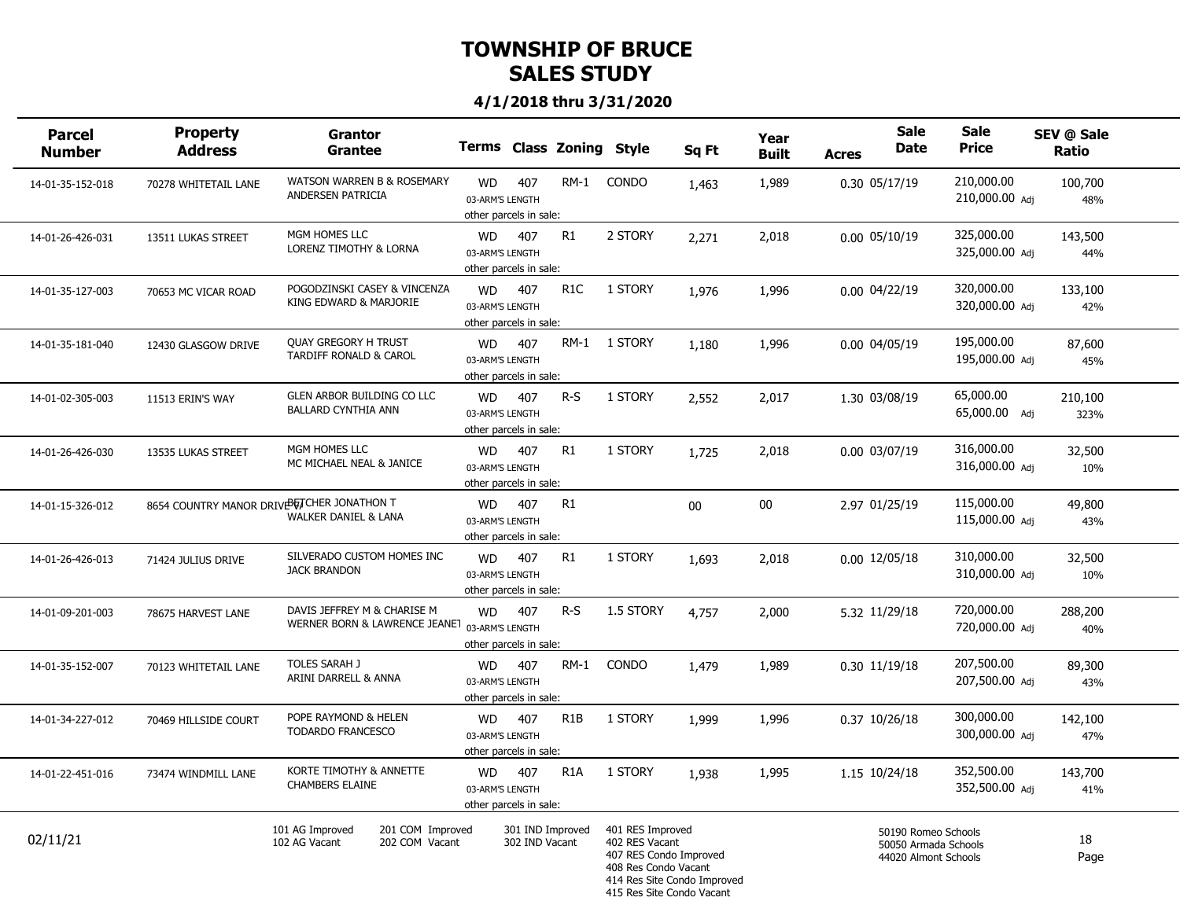# TOWNSHIP OF BRUCE
## SALES STUDY

**4/1/2018 thru 3/31/2020**

| Parcel Number | Property Address | Grantor / Grantee | Terms | Class | Zoning | Style | Sq Ft | Year Built | Acres | Sale Date | Sale Price | SEV @ Sale Ratio |
|---|---|---|---|---|---|---|---|---|---|---|---|---|
| 14-01-35-152-018 | 70278 WHITETAIL LANE | WATSON WARREN B & ROSEMARY / ANDERSEN PATRICIA | WD 03-ARM'S LENGTH other parcels in sale: | 407 | RM-1 | CONDO | 1,463 | 1,989 | 0.30 | 05/17/19 | 210,000.00 / 210,000.00 Adj | 100,700 / 48% |
| 14-01-26-426-031 | 13511 LUKAS STREET | MGM HOMES LLC / LORENZ TIMOTHY & LORNA | WD 03-ARM'S LENGTH other parcels in sale: | 407 | R1 | 2 STORY | 2,271 | 2,018 | 0.00 | 05/10/19 | 325,000.00 / 325,000.00 Adj | 143,500 / 44% |
| 14-01-35-127-003 | 70653 MC VICAR ROAD | POGODZINSKI CASEY & VINCENZA / KING EDWARD & MARJORIE | WD 03-ARM'S LENGTH other parcels in sale: | 407 | R1C | 1 STORY | 1,976 | 1,996 | 0.00 | 04/22/19 | 320,000.00 / 320,000.00 Adj | 133,100 / 42% |
| 14-01-35-181-040 | 12430 GLASGOW DRIVE | QUAY GREGORY H TRUST / TARDIFF RONALD & CAROL | WD 03-ARM'S LENGTH other parcels in sale: | 407 | RM-1 | 1 STORY | 1,180 | 1,996 | 0.00 | 04/05/19 | 195,000.00 / 195,000.00 Adj | 87,600 / 45% |
| 14-01-02-305-003 | 11513 ERIN'S WAY | GLEN ARBOR BUILDING CO LLC / BALLARD CYNTHIA ANN | WD 03-ARM'S LENGTH other parcels in sale: | 407 | R-S | 1 STORY | 2,552 | 2,017 | 1.30 | 03/08/19 | 65,000.00 / 65,000.00 Adj | 210,100 / 323% |
| 14-01-26-426-030 | 13535 LUKAS STREET | MGM HOMES LLC / MC MICHAEL NEAL & JANICE | WD 03-ARM'S LENGTH other parcels in sale: | 407 | R1 | 1 STORY | 1,725 | 2,018 | 0.00 | 03/07/19 | 316,000.00 / 316,000.00 Adj | 32,500 / 10% |
| 14-01-15-326-012 | 8654 COUNTRY MANOR DRIVE | BUTCHER JONATHON T / WALKER DANIEL & LANA | WD 03-ARM'S LENGTH other parcels in sale: | 407 | R1 | | 00 | 00 | 2.97 | 01/25/19 | 115,000.00 / 115,000.00 Adj | 49,800 / 43% |
| 14-01-26-426-013 | 71424 JULIUS DRIVE | SILVERADO CUSTOM HOMES INC / JACK BRANDON | WD 03-ARM'S LENGTH other parcels in sale: | 407 | R1 | 1 STORY | 1,693 | 2,018 | 0.00 | 12/05/18 | 310,000.00 / 310,000.00 Adj | 32,500 / 10% |
| 14-01-09-201-003 | 78675 HARVEST LANE | DAVIS JEFFREY M & CHARISE M / WERNER BORN & LAWRENCE JEANET | WD 03-ARM'S LENGTH other parcels in sale: | 407 | R-S | 1.5 STORY | 4,757 | 2,000 | 5.32 | 11/29/18 | 720,000.00 / 720,000.00 Adj | 288,200 / 40% |
| 14-01-35-152-007 | 70123 WHITETAIL LANE | TOLES SARAH J / ARINI DARRELL & ANNA | WD 03-ARM'S LENGTH other parcels in sale: | 407 | RM-1 | CONDO | 1,479 | 1,989 | 0.30 | 11/19/18 | 207,500.00 / 207,500.00 Adj | 89,300 / 43% |
| 14-01-34-227-012 | 70469 HILLSIDE COURT | POPE RAYMOND & HELEN / TODARDO FRANCESCO | WD 03-ARM'S LENGTH other parcels in sale: | 407 | R1B | 1 STORY | 1,999 | 1,996 | 0.37 | 10/26/18 | 300,000.00 / 300,000.00 Adj | 142,100 / 47% |
| 14-01-22-451-016 | 73474 WINDMILL LANE | KORTE TIMOTHY & ANNETTE / CHAMBERS ELAINE | WD 03-ARM'S LENGTH other parcels in sale: | 407 | R1A | 1 STORY | 1,938 | 1,995 | 1.15 | 10/24/18 | 352,500.00 / 352,500.00 Adj | 143,700 / 41% |

02/11/21

101 AG Improved
102 AG Vacant
201 COM Improved
202 COM Vacant
301 IND Improved
302 IND Vacant
401 RES Improved
402 RES Vacant
407 RES Condo Improved
408 Res Condo Vacant
414 Res Site Condo Improved
415 Res Site Condo Vacant

50190 Romeo Schools
50050 Armada Schools
44020 Almont Schools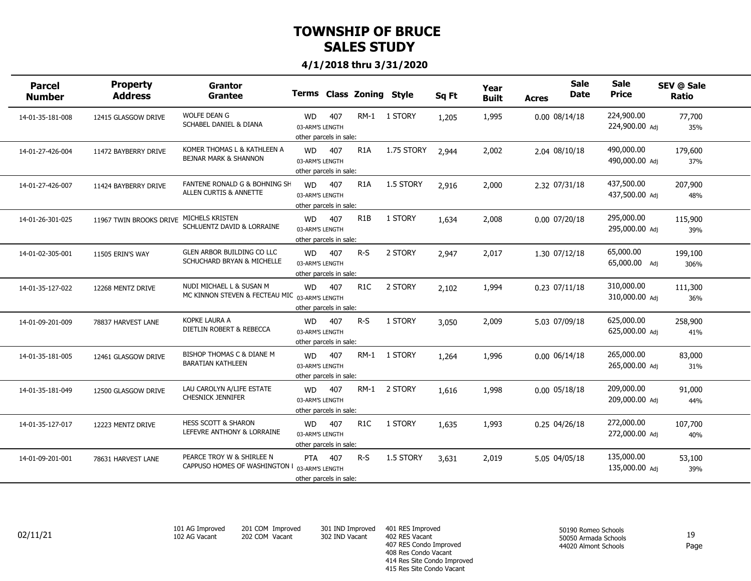# TOWNSHIP OF BRUCE
## SALES STUDY

**4/1/2018 thru 3/31/2020**

| Parcel Number | Property Address | Grantor / Grantee | Terms | Class | Zoning | Style | Sq Ft | Year Built | Acres | Sale Date | Sale Price | SEV @ Sale / Ratio |
|---|---|---|---|---|---|---|---|---|---|---|---|---|
| 14-01-35-181-008 | 12415 GLASGOW DRIVE | WOLFE DEAN G / SCHABEL DANIEL & DIANA | WD 03-ARM'S LENGTH other parcels in sale: | 407 | RM-1 | 1 STORY | 1,205 | 1,995 | 0.00 | 08/14/18 | 224,900.00 / 224,900.00 Adj | 77,700 / 35% |
| 14-01-27-426-004 | 11472 BAYBERRY DRIVE | KOMER THOMAS L & KATHLEEN A / BEJNAR MARK & SHANNON | WD 03-ARM'S LENGTH other parcels in sale: | 407 | R1A | 1.75 STORY | 2,944 | 2,002 | 2.04 | 08/10/18 | 490,000.00 / 490,000.00 Adj | 179,600 / 37% |
| 14-01-27-426-007 | 11424 BAYBERRY DRIVE | FANTENE RONALD G & BOHNING SH / ALLEN CURTIS & ANNETTE | WD 03-ARM'S LENGTH other parcels in sale: | 407 | R1A | 1.5 STORY | 2,916 | 2,000 | 2.32 | 07/31/18 | 437,500.00 / 437,500.00 Adj | 207,900 / 48% |
| 14-01-26-301-025 | 11967 TWIN BROOKS DRIVE | MICHELS KRISTEN / SCHLUENTZ DAVID & LORRAINE | WD 03-ARM'S LENGTH other parcels in sale: | 407 | R1B | 1 STORY | 1,634 | 2,008 | 0.00 | 07/20/18 | 295,000.00 / 295,000.00 Adj | 115,900 / 39% |
| 14-01-02-305-001 | 11505 ERIN'S WAY | GLEN ARBOR BUILDING CO LLC / SCHUCHARD BRYAN & MICHELLE | WD 03-ARM'S LENGTH other parcels in sale: | 407 | R-S | 2 STORY | 2,947 | 2,017 | 1.30 | 07/12/18 | 65,000.00 / 65,000.00 Adj | 199,100 / 306% |
| 14-01-35-127-022 | 12268 MENTZ DRIVE | NUDI MICHAEL L & SUSAN M / MC KINNON STEVEN & FECTEAU MIC | WD 03-ARM'S LENGTH other parcels in sale: | 407 | R1C | 2 STORY | 2,102 | 1,994 | 0.23 | 07/11/18 | 310,000.00 / 310,000.00 Adj | 111,300 / 36% |
| 14-01-09-201-009 | 78837 HARVEST LANE | KOPKE LAURA A / DIETLIN ROBERT & REBECCA | WD 03-ARM'S LENGTH other parcels in sale: | 407 | R-S | 1 STORY | 3,050 | 2,009 | 5.03 | 07/09/18 | 625,000.00 / 625,000.00 Adj | 258,900 / 41% |
| 14-01-35-181-005 | 12461 GLASGOW DRIVE | BISHOP THOMAS C & DIANE M / BARATIAN KATHLEEN | WD 03-ARM'S LENGTH other parcels in sale: | 407 | RM-1 | 1 STORY | 1,264 | 1,996 | 0.00 | 06/14/18 | 265,000.00 / 265,000.00 Adj | 83,000 / 31% |
| 14-01-35-181-049 | 12500 GLASGOW DRIVE | LAU CAROLYN A/LIFE ESTATE / CHESNICK JENNIFER | WD 03-ARM'S LENGTH other parcels in sale: | 407 | RM-1 | 2 STORY | 1,616 | 1,998 | 0.00 | 05/18/18 | 209,000.00 / 209,000.00 Adj | 91,000 / 44% |
| 14-01-35-127-017 | 12223 MENTZ DRIVE | HESS SCOTT & SHARON / LEFEVRE ANTHONY & LORRAINE | WD 03-ARM'S LENGTH other parcels in sale: | 407 | R1C | 1 STORY | 1,635 | 1,993 | 0.25 | 04/26/18 | 272,000.00 / 272,000.00 Adj | 107,700 / 40% |
| 14-01-09-201-001 | 78631 HARVEST LANE | PEARCE TROY W & SHIRLEE N / CAPPUSO HOMES OF WASHINGTON I | PTA 03-ARM'S LENGTH other parcels in sale: | 407 | R-S | 1.5 STORY | 3,631 | 2,019 | 5.05 | 04/05/18 | 135,000.00 / 135,000.00 Adj | 53,100 / 39% |

02/11/21

101 AG Improved
102 AG Vacant

201 COM Improved
202 COM Vacant

301 IND Improved
302 IND Vacant

401 RES Improved
402 RES Vacant
407 RES Condo Improved
408 Res Condo Vacant
414 Res Site Condo Improved
415 Res Site Condo Vacant

50190 Romeo Schools
50050 Armada Schools
44020 Almont Schools